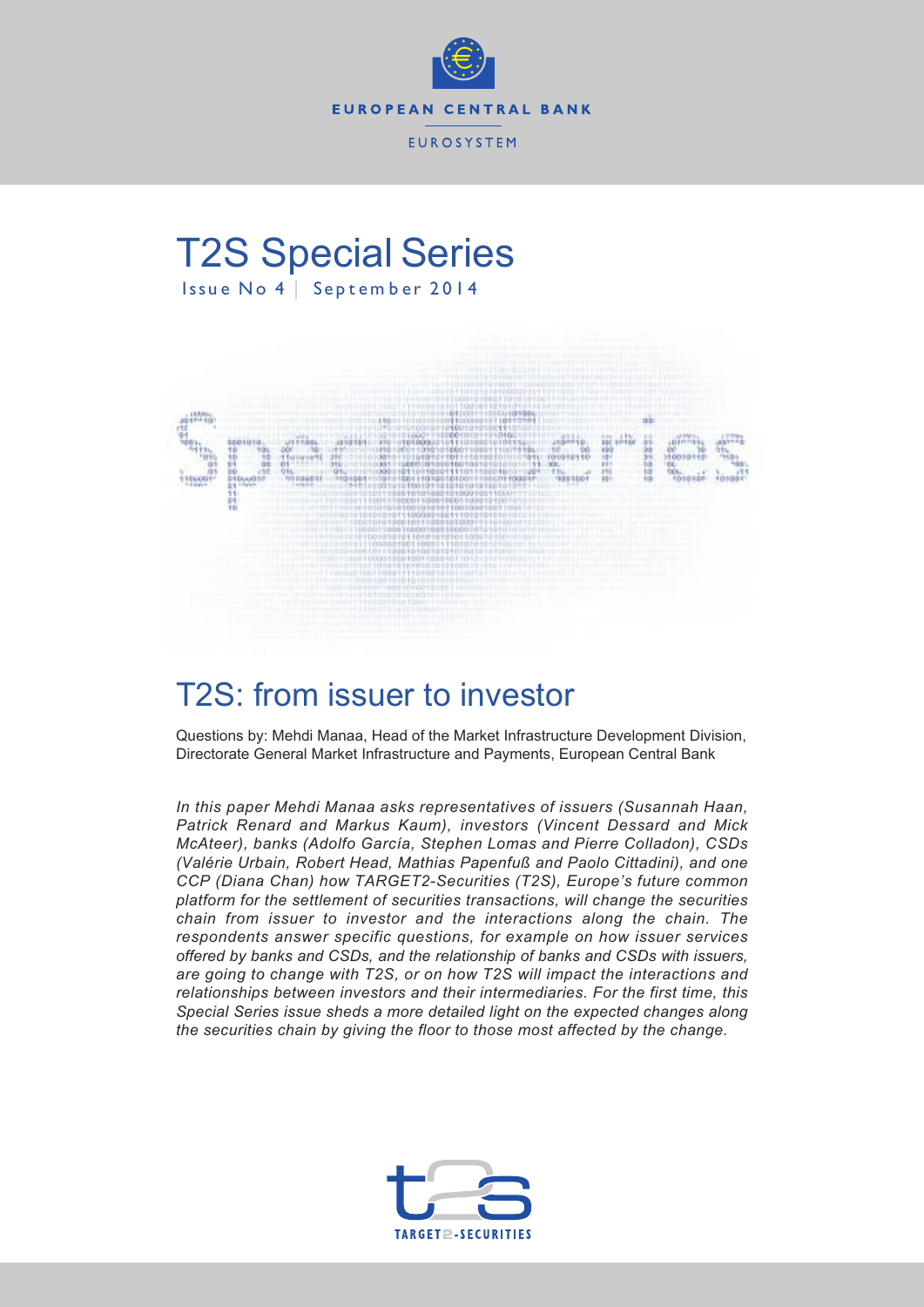EUROPEAN CENTRAL BANK

EUROSYSTEM

# T2S Special Series

Issue No 4 | September 2014

# T2S: from issuer to investor

Questions by: Mehdi Manaa, Head of the Market Infrastructure Development Division, Directorate General Market Infrastructure and Payments, European Central Bank

*In this paper Mehdi Manaa asks representatives of issuers (Susannah Haan, Patrick Renard and Markus Kaum), investors (Vincent Dessard and Mick McAteer), banks (Adolfo García, Stephen Lomas and Pierre Colladon), CSDs (Valérie Urbain, Robert Head, Mathias Papenfuß and Paolo Cittadini), and one CCP (Diana Chan) how TARGET2-Securities (T2S), Europe's future common platform for the settlement of securities transactions, will change the securities chain from issuer to investor and the interactions along the chain. The respondents answer specific questions, for example on how issuer services offered by banks and CSDs, and the relationship of banks and CSDs with issuers, are going to change with T2S, or on how T2S will impact the interactions and relationships between investors and their intermediaries. For the first time, this Special Series issue sheds a more detailed light on the expected changes along the securities chain by giving the floor to those most affected by the change.*

TARGET2-SECURITIES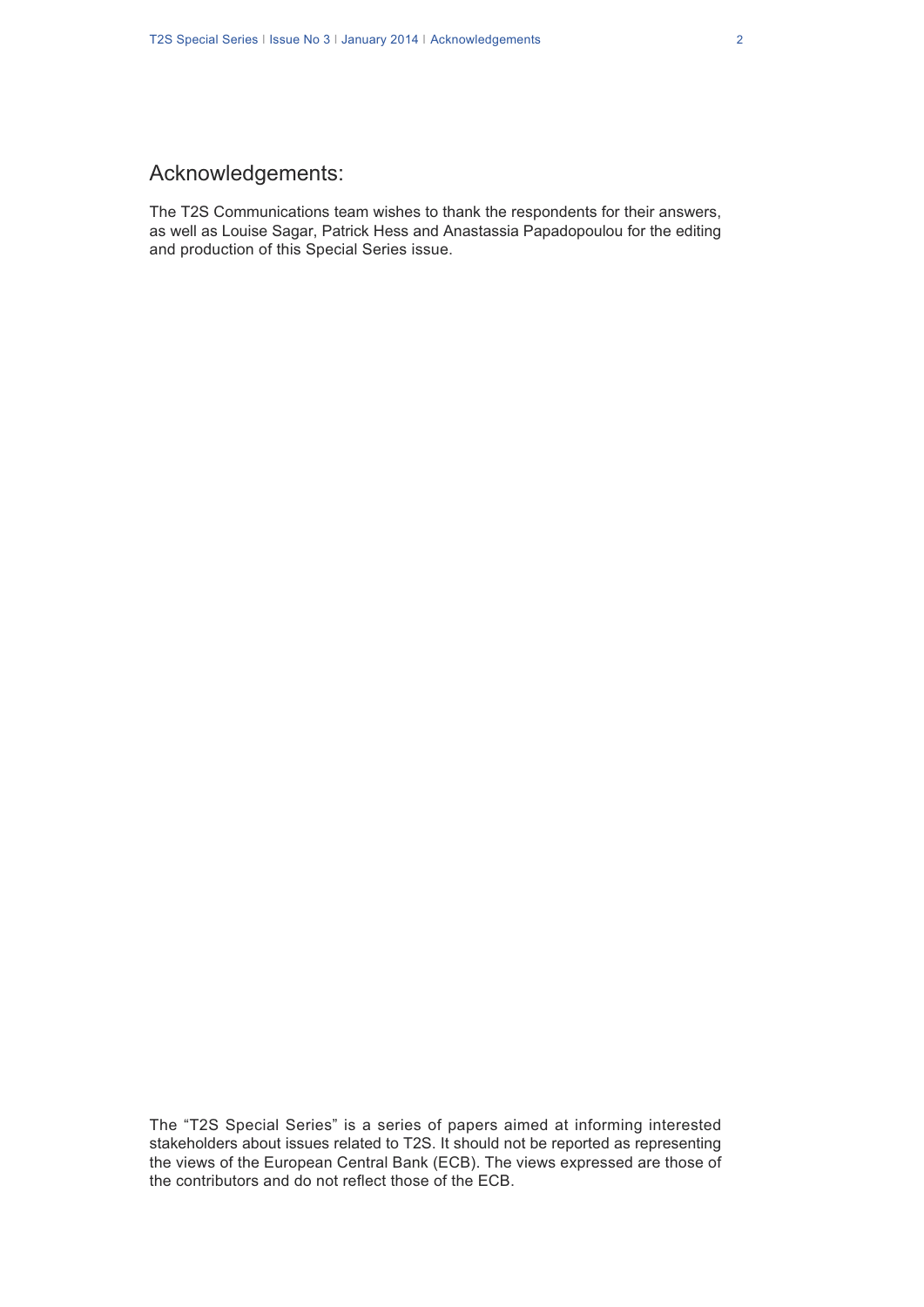## Acknowledgements:

The T2S Communications team wishes to thank the respondents for their answers, as well as Louise Sagar, Patrick Hess and Anastassia Papadopoulou for the editing and production of this Special Series issue.

The "T2S Special Series" is a series of papers aimed at informing interested stakeholders about issues related to T2S. It should not be reported as representing the views of the European Central Bank (ECB). The views expressed are those of the contributors and do not reflect those of the ECB.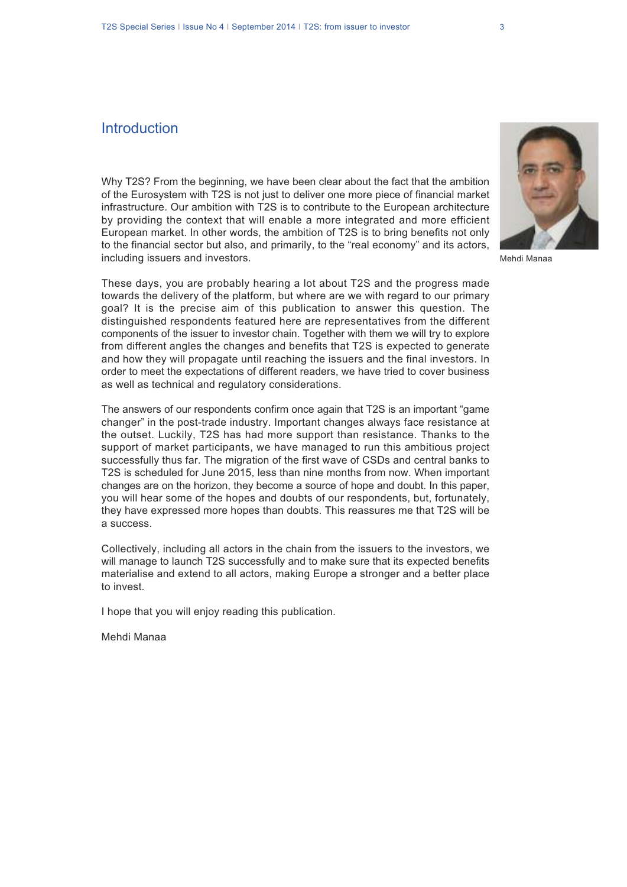## Introduction

Why T2S? From the beginning, we have been clear about the fact that the ambition of the Eurosystem with T2S is not just to deliver one more piece of financial market infrastructure. Our ambition with T2S is to contribute to the European architecture by providing the context that will enable a more integrated and more efficient European market. In other words, the ambition of T2S is to bring benefits not only to the financial sector but also, and primarily, to the "real economy" and its actors, including issuers and investors.

Mehdi Manaa

These days, you are probably hearing a lot about T2S and the progress made towards the delivery of the platform, but where are we with regard to our primary goal? It is the precise aim of this publication to answer this question. The distinguished respondents featured here are representatives from the different components of the issuer to investor chain. Together with them we will try to explore from different angles the changes and benefits that T2S is expected to generate and how they will propagate until reaching the issuers and the final investors. In order to meet the expectations of different readers, we have tried to cover business as well as technical and regulatory considerations.

The answers of our respondents confirm once again that T2S is an important "game changer" in the post-trade industry. Important changes always face resistance at the outset. Luckily, T2S has had more support than resistance. Thanks to the support of market participants, we have managed to run this ambitious project successfully thus far. The migration of the first wave of CSDs and central banks to T2S is scheduled for June 2015, less than nine months from now. When important changes are on the horizon, they become a source of hope and doubt. In this paper, you will hear some of the hopes and doubts of our respondents, but, fortunately, they have expressed more hopes than doubts. This reassures me that T2S will be a success.

Collectively, including all actors in the chain from the issuers to the investors, we will manage to launch T2S successfully and to make sure that its expected benefits materialise and extend to all actors, making Europe a stronger and a better place to invest.

I hope that you will enjoy reading this publication.

Mehdi Manaa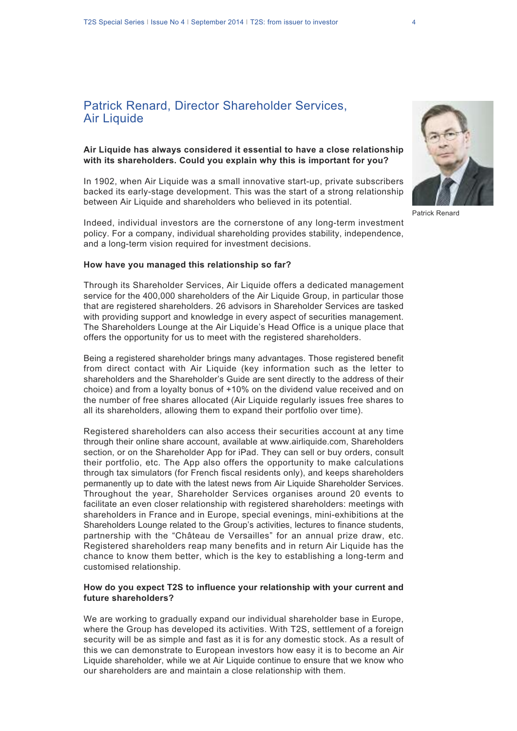## Patrick Renard, Director Shareholder Services, Air Liquide

Patrick Renard

**Air Liquide has always considered it essential to have a close relationship with its shareholders. Could you explain why this is important for you?**

In 1902, when Air Liquide was a small innovative start-up, private subscribers backed its early-stage development. This was the start of a strong relationship between Air Liquide and shareholders who believed in its potential.

Indeed, individual investors are the cornerstone of any long-term investment policy. For a company, individual shareholding provides stability, independence, and a long-term vision required for investment decisions.

**How have you managed this relationship so far?**

Through its Shareholder Services, Air Liquide offers a dedicated management service for the 400,000 shareholders of the Air Liquide Group, in particular those that are registered shareholders. 26 advisors in Shareholder Services are tasked with providing support and knowledge in every aspect of securities management. The Shareholders Lounge at the Air Liquide's Head Office is a unique place that offers the opportunity for us to meet with the registered shareholders.

Being a registered shareholder brings many advantages. Those registered benefit from direct contact with Air Liquide (key information such as the letter to shareholders and the Shareholder's Guide are sent directly to the address of their choice) and from a loyalty bonus of +10% on the dividend value received and on the number of free shares allocated (Air Liquide regularly issues free shares to all its shareholders, allowing them to expand their portfolio over time).

Registered shareholders can also access their securities account at any time through their online share account, available at www.airliquide.com, Shareholders section, or on the Shareholder App for iPad. They can sell or buy orders, consult their portfolio, etc. The App also offers the opportunity to make calculations through tax simulators (for French fiscal residents only), and keeps shareholders permanently up to date with the latest news from Air Liquide Shareholder Services. Throughout the year, Shareholder Services organises around 20 events to facilitate an even closer relationship with registered shareholders: meetings with shareholders in France and in Europe, special evenings, mini-exhibitions at the Shareholders Lounge related to the Group's activities, lectures to finance students, partnership with the "Château de Versailles" for an annual prize draw, etc. Registered shareholders reap many benefits and in return Air Liquide has the chance to know them better, which is the key to establishing a long-term and customised relationship.

**How do you expect T2S to influence your relationship with your current and future shareholders?**

We are working to gradually expand our individual shareholder base in Europe, where the Group has developed its activities. With T2S, settlement of a foreign security will be as simple and fast as it is for any domestic stock. As a result of this we can demonstrate to European investors how easy it is to become an Air Liquide shareholder, while we at Air Liquide continue to ensure that we know who our shareholders are and maintain a close relationship with them.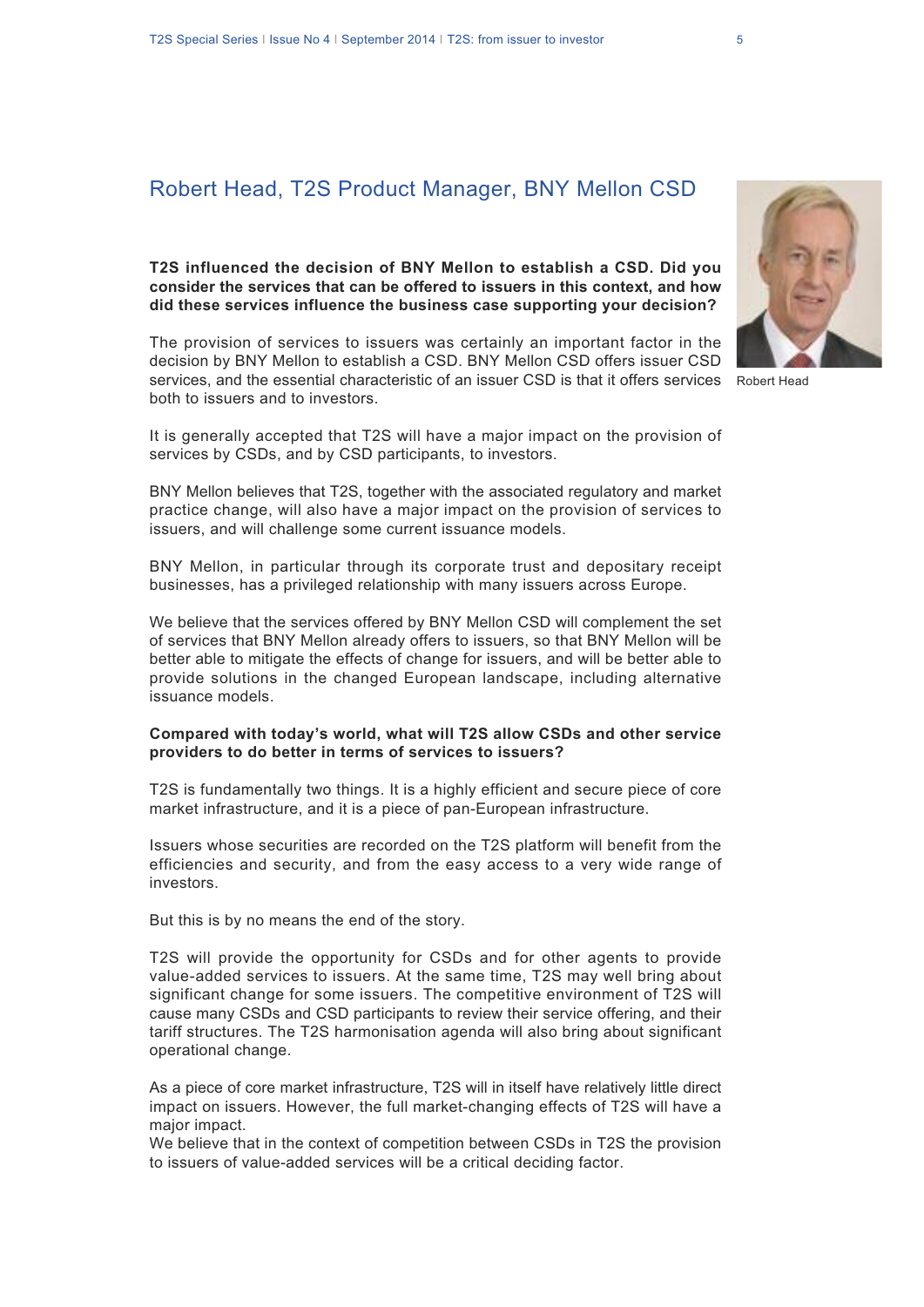## Robert Head, T2S Product Manager, BNY Mellon CSD

Robert Head

**T2S influenced the decision of BNY Mellon to establish a CSD. Did you consider the services that can be offered to issuers in this context, and how did these services influence the business case supporting your decision?**

The provision of services to issuers was certainly an important factor in the decision by BNY Mellon to establish a CSD. BNY Mellon CSD offers issuer CSD services, and the essential characteristic of an issuer CSD is that it offers services both to issuers and to investors.

It is generally accepted that T2S will have a major impact on the provision of services by CSDs, and by CSD participants, to investors.

BNY Mellon believes that T2S, together with the associated regulatory and market practice change, will also have a major impact on the provision of services to issuers, and will challenge some current issuance models.

BNY Mellon, in particular through its corporate trust and depositary receipt businesses, has a privileged relationship with many issuers across Europe.

We believe that the services offered by BNY Mellon CSD will complement the set of services that BNY Mellon already offers to issuers, so that BNY Mellon will be better able to mitigate the effects of change for issuers, and will be better able to provide solutions in the changed European landscape, including alternative issuance models.

**Compared with today's world, what will T2S allow CSDs and other service providers to do better in terms of services to issuers?**

T2S is fundamentally two things. It is a highly efficient and secure piece of core market infrastructure, and it is a piece of pan-European infrastructure.

Issuers whose securities are recorded on the T2S platform will benefit from the efficiencies and security, and from the easy access to a very wide range of investors.

But this is by no means the end of the story.

T2S will provide the opportunity for CSDs and for other agents to provide value-added services to issuers. At the same time, T2S may well bring about significant change for some issuers. The competitive environment of T2S will cause many CSDs and CSD participants to review their service offering, and their tariff structures. The T2S harmonisation agenda will also bring about significant operational change.

As a piece of core market infrastructure, T2S will in itself have relatively little direct impact on issuers. However, the full market-changing effects of T2S will have a major impact.
We believe that in the context of competition between CSDs in T2S the provision to issuers of value-added services will be a critical deciding factor.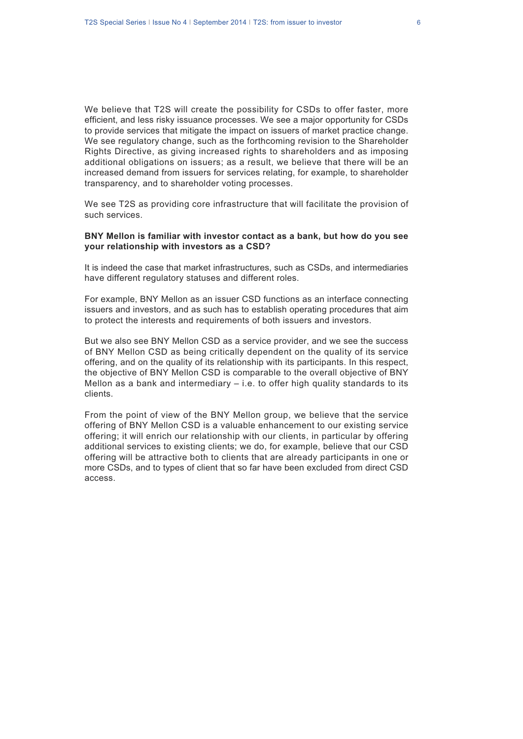We believe that T2S will create the possibility for CSDs to offer faster, more efficient, and less risky issuance processes. We see a major opportunity for CSDs to provide services that mitigate the impact on issuers of market practice change. We see regulatory change, such as the forthcoming revision to the Shareholder Rights Directive, as giving increased rights to shareholders and as imposing additional obligations on issuers; as a result, we believe that there will be an increased demand from issuers for services relating, for example, to shareholder transparency, and to shareholder voting processes.

We see T2S as providing core infrastructure that will facilitate the provision of such services.

**BNY Mellon is familiar with investor contact as a bank, but how do you see your relationship with investors as a CSD?**

It is indeed the case that market infrastructures, such as CSDs, and intermediaries have different regulatory statuses and different roles.

For example, BNY Mellon as an issuer CSD functions as an interface connecting issuers and investors, and as such has to establish operating procedures that aim to protect the interests and requirements of both issuers and investors.

But we also see BNY Mellon CSD as a service provider, and we see the success of BNY Mellon CSD as being critically dependent on the quality of its service offering, and on the quality of its relationship with its participants. In this respect, the objective of BNY Mellon CSD is comparable to the overall objective of BNY Mellon as a bank and intermediary – i.e. to offer high quality standards to its clients.

From the point of view of the BNY Mellon group, we believe that the service offering of BNY Mellon CSD is a valuable enhancement to our existing service offering; it will enrich our relationship with our clients, in particular by offering additional services to existing clients; we do, for example, believe that our CSD offering will be attractive both to clients that are already participants in one or more CSDs, and to types of client that so far have been excluded from direct CSD access.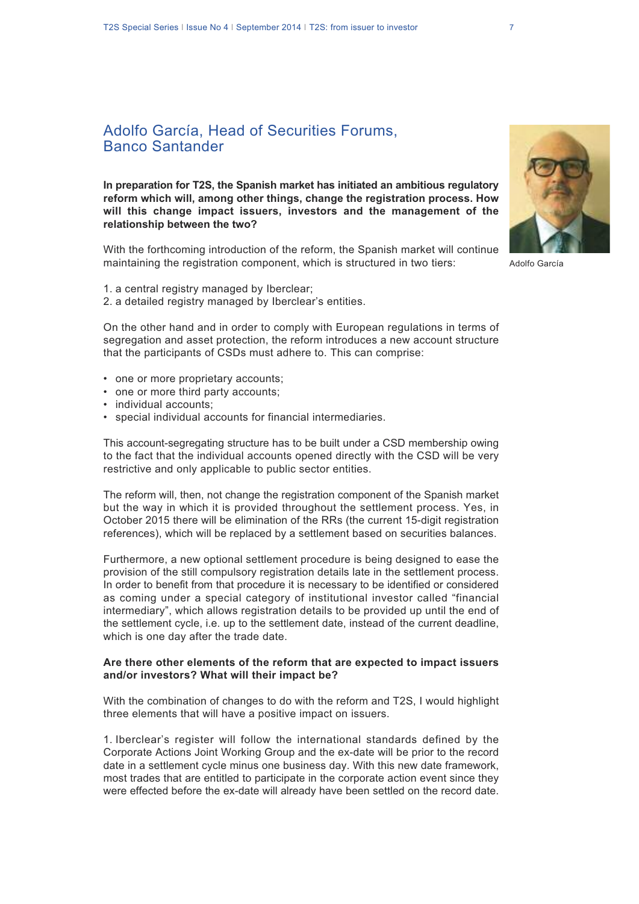## Adolfo García, Head of Securities Forums, Banco Santander

Adolfo García

**In preparation for T2S, the Spanish market has initiated an ambitious regulatory reform which will, among other things, change the registration process. How will this change impact issuers, investors and the management of the relationship between the two?**

With the forthcoming introduction of the reform, the Spanish market will continue maintaining the registration component, which is structured in two tiers:

1. a central registry managed by Iberclear;
2. a detailed registry managed by Iberclear's entities.

On the other hand and in order to comply with European regulations in terms of segregation and asset protection, the reform introduces a new account structure that the participants of CSDs must adhere to. This can comprise:

- one or more proprietary accounts;
- one or more third party accounts;
- individual accounts;
- special individual accounts for financial intermediaries.

This account-segregating structure has to be built under a CSD membership owing to the fact that the individual accounts opened directly with the CSD will be very restrictive and only applicable to public sector entities.

The reform will, then, not change the registration component of the Spanish market but the way in which it is provided throughout the settlement process. Yes, in October 2015 there will be elimination of the RRs (the current 15-digit registration references), which will be replaced by a settlement based on securities balances.

Furthermore, a new optional settlement procedure is being designed to ease the provision of the still compulsory registration details late in the settlement process. In order to benefit from that procedure it is necessary to be identified or considered as coming under a special category of institutional investor called "financial intermediary", which allows registration details to be provided up until the end of the settlement cycle, i.e. up to the settlement date, instead of the current deadline, which is one day after the trade date.

**Are there other elements of the reform that are expected to impact issuers and/or investors? What will their impact be?**

With the combination of changes to do with the reform and T2S, I would highlight three elements that will have a positive impact on issuers.

1. Iberclear's register will follow the international standards defined by the Corporate Actions Joint Working Group and the ex-date will be prior to the record date in a settlement cycle minus one business day. With this new date framework, most trades that are entitled to participate in the corporate action event since they were effected before the ex-date will already have been settled on the record date.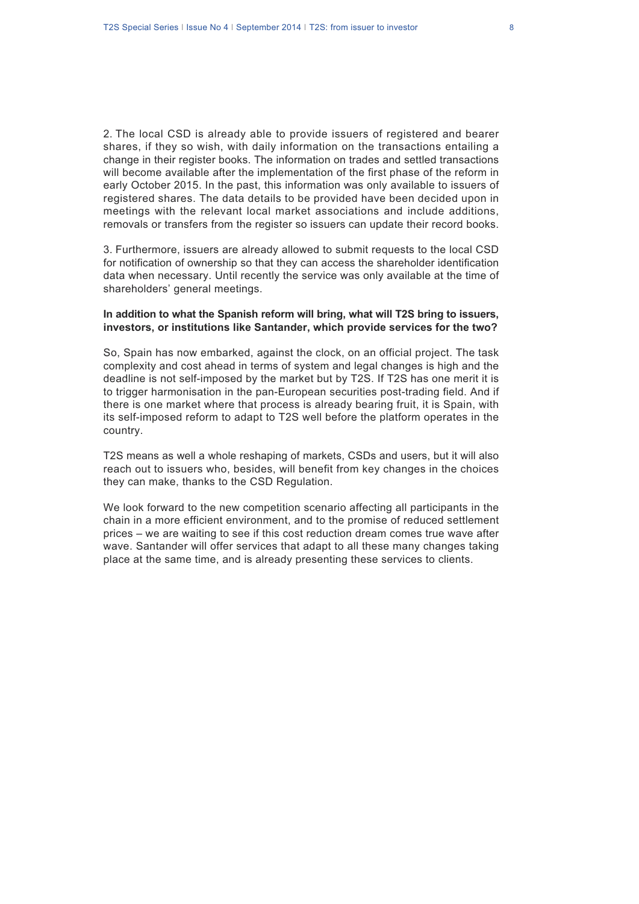2. The local CSD is already able to provide issuers of registered and bearer shares, if they so wish, with daily information on the transactions entailing a change in their register books. The information on trades and settled transactions will become available after the implementation of the first phase of the reform in early October 2015. In the past, this information was only available to issuers of registered shares. The data details to be provided have been decided upon in meetings with the relevant local market associations and include additions, removals or transfers from the register so issuers can update their record books.

3. Furthermore, issuers are already allowed to submit requests to the local CSD for notification of ownership so that they can access the shareholder identification data when necessary. Until recently the service was only available at the time of shareholders' general meetings.

**In addition to what the Spanish reform will bring, what will T2S bring to issuers, investors, or institutions like Santander, which provide services for the two?**

So, Spain has now embarked, against the clock, on an official project. The task complexity and cost ahead in terms of system and legal changes is high and the deadline is not self-imposed by the market but by T2S. If T2S has one merit it is to trigger harmonisation in the pan-European securities post-trading field. And if there is one market where that process is already bearing fruit, it is Spain, with its self-imposed reform to adapt to T2S well before the platform operates in the country.

T2S means as well a whole reshaping of markets, CSDs and users, but it will also reach out to issuers who, besides, will benefit from key changes in the choices they can make, thanks to the CSD Regulation.

We look forward to the new competition scenario affecting all participants in the chain in a more efficient environment, and to the promise of reduced settlement prices – we are waiting to see if this cost reduction dream comes true wave after wave. Santander will offer services that adapt to all these many changes taking place at the same time, and is already presenting these services to clients.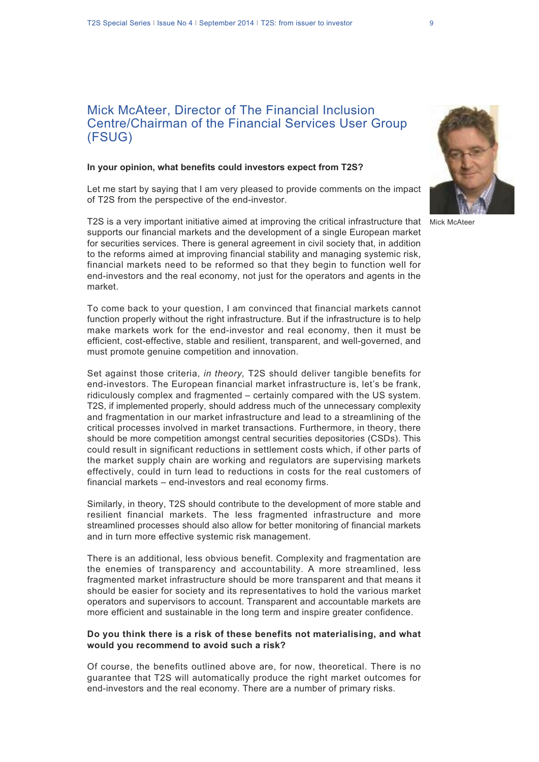## Mick McAteer, Director of The Financial Inclusion Centre/Chairman of the Financial Services User Group (FSUG)

Mick McAteer

**In your opinion, what benefits could investors expect from T2S?**

Let me start by saying that I am very pleased to provide comments on the impact of T2S from the perspective of the end-investor.

T2S is a very important initiative aimed at improving the critical infrastructure that supports our financial markets and the development of a single European market for securities services. There is general agreement in civil society that, in addition to the reforms aimed at improving financial stability and managing systemic risk, financial markets need to be reformed so that they begin to function well for end-investors and the real economy, not just for the operators and agents in the market.

To come back to your question, I am convinced that financial markets cannot function properly without the right infrastructure. But if the infrastructure is to help make markets work for the end-investor and real economy, then it must be efficient, cost-effective, stable and resilient, transparent, and well-governed, and must promote genuine competition and innovation.

Set against those criteria, *in theory,* T2S should deliver tangible benefits for end-investors. The European financial market infrastructure is, let's be frank, ridiculously complex and fragmented – certainly compared with the US system. T2S, if implemented properly, should address much of the unnecessary complexity and fragmentation in our market infrastructure and lead to a streamlining of the critical processes involved in market transactions. Furthermore, in theory, there should be more competition amongst central securities depositories (CSDs). This could result in significant reductions in settlement costs which, if other parts of the market supply chain are working and regulators are supervising markets effectively, could in turn lead to reductions in costs for the real customers of financial markets – end-investors and real economy firms.

Similarly, in theory, T2S should contribute to the development of more stable and resilient financial markets. The less fragmented infrastructure and more streamlined processes should also allow for better monitoring of financial markets and in turn more effective systemic risk management.

There is an additional, less obvious benefit. Complexity and fragmentation are the enemies of transparency and accountability. A more streamlined, less fragmented market infrastructure should be more transparent and that means it should be easier for society and its representatives to hold the various market operators and supervisors to account. Transparent and accountable markets are more efficient and sustainable in the long term and inspire greater confidence.

**Do you think there is a risk of these benefits not materialising, and what would you recommend to avoid such a risk?**

Of course, the benefits outlined above are, for now, theoretical. There is no guarantee that T2S will automatically produce the right market outcomes for end-investors and the real economy. There are a number of primary risks.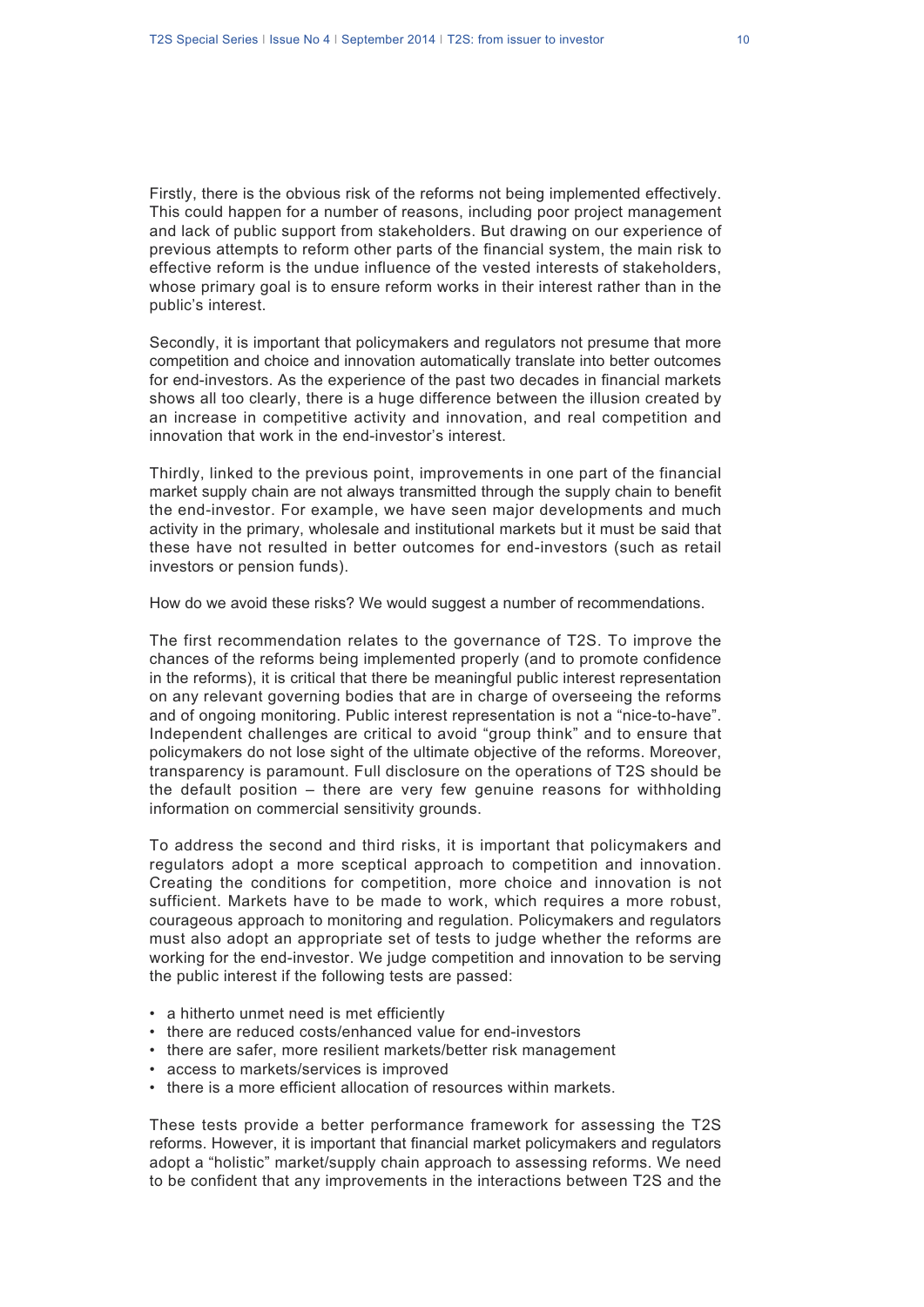Firstly, there is the obvious risk of the reforms not being implemented effectively. This could happen for a number of reasons, including poor project management and lack of public support from stakeholders. But drawing on our experience of previous attempts to reform other parts of the financial system, the main risk to effective reform is the undue influence of the vested interests of stakeholders, whose primary goal is to ensure reform works in their interest rather than in the public's interest.

Secondly, it is important that policymakers and regulators not presume that more competition and choice and innovation automatically translate into better outcomes for end-investors. As the experience of the past two decades in financial markets shows all too clearly, there is a huge difference between the illusion created by an increase in competitive activity and innovation, and real competition and innovation that work in the end-investor's interest.

Thirdly, linked to the previous point, improvements in one part of the financial market supply chain are not always transmitted through the supply chain to benefit the end-investor. For example, we have seen major developments and much activity in the primary, wholesale and institutional markets but it must be said that these have not resulted in better outcomes for end-investors (such as retail investors or pension funds).

How do we avoid these risks? We would suggest a number of recommendations.

The first recommendation relates to the governance of T2S. To improve the chances of the reforms being implemented properly (and to promote confidence in the reforms), it is critical that there be meaningful public interest representation on any relevant governing bodies that are in charge of overseeing the reforms and of ongoing monitoring. Public interest representation is not a "nice-to-have". Independent challenges are critical to avoid "group think" and to ensure that policymakers do not lose sight of the ultimate objective of the reforms. Moreover, transparency is paramount. Full disclosure on the operations of T2S should be the default position – there are very few genuine reasons for withholding information on commercial sensitivity grounds.

To address the second and third risks, it is important that policymakers and regulators adopt a more sceptical approach to competition and innovation. Creating the conditions for competition, more choice and innovation is not sufficient. Markets have to be made to work, which requires a more robust, courageous approach to monitoring and regulation. Policymakers and regulators must also adopt an appropriate set of tests to judge whether the reforms are working for the end-investor. We judge competition and innovation to be serving the public interest if the following tests are passed:

- a hitherto unmet need is met efficiently
- there are reduced costs/enhanced value for end-investors
- there are safer, more resilient markets/better risk management
- access to markets/services is improved
- there is a more efficient allocation of resources within markets.

These tests provide a better performance framework for assessing the T2S reforms. However, it is important that financial market policymakers and regulators adopt a "holistic" market/supply chain approach to assessing reforms. We need to be confident that any improvements in the interactions between T2S and the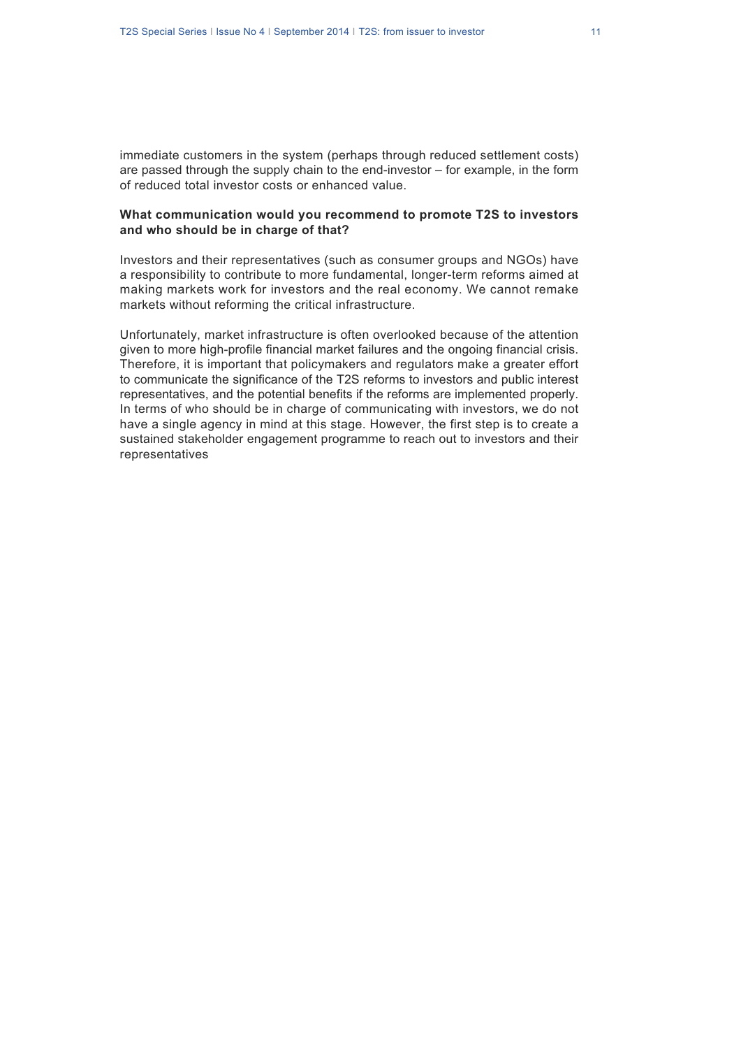immediate customers in the system (perhaps through reduced settlement costs) are passed through the supply chain to the end-investor – for example, in the form of reduced total investor costs or enhanced value.

**What communication would you recommend to promote T2S to investors and who should be in charge of that?**

Investors and their representatives (such as consumer groups and NGOs) have a responsibility to contribute to more fundamental, longer-term reforms aimed at making markets work for investors and the real economy. We cannot remake markets without reforming the critical infrastructure.

Unfortunately, market infrastructure is often overlooked because of the attention given to more high-profile financial market failures and the ongoing financial crisis. Therefore, it is important that policymakers and regulators make a greater effort to communicate the significance of the T2S reforms to investors and public interest representatives, and the potential benefits if the reforms are implemented properly. In terms of who should be in charge of communicating with investors, we do not have a single agency in mind at this stage. However, the first step is to create a sustained stakeholder engagement programme to reach out to investors and their representatives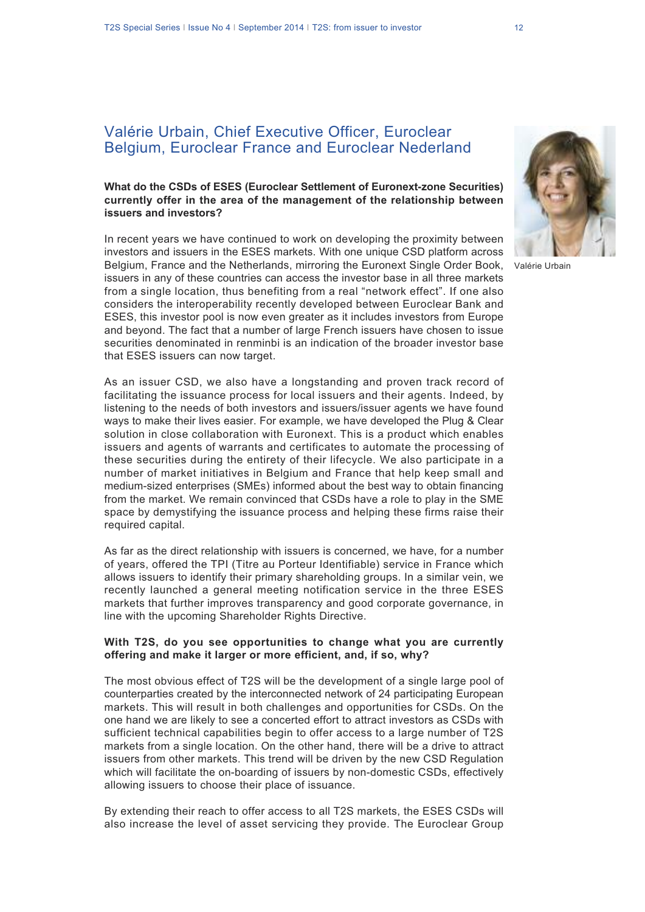## Valérie Urbain, Chief Executive Officer, Euroclear Belgium, Euroclear France and Euroclear Nederland

Valérie Urbain

**What do the CSDs of ESES (Euroclear Settlement of Euronext-zone Securities) currently offer in the area of the management of the relationship between issuers and investors?**

In recent years we have continued to work on developing the proximity between investors and issuers in the ESES markets. With one unique CSD platform across Belgium, France and the Netherlands, mirroring the Euronext Single Order Book, issuers in any of these countries can access the investor base in all three markets from a single location, thus benefiting from a real "network effect". If one also considers the interoperability recently developed between Euroclear Bank and ESES, this investor pool is now even greater as it includes investors from Europe and beyond. The fact that a number of large French issuers have chosen to issue securities denominated in renminbi is an indication of the broader investor base that ESES issuers can now target.

As an issuer CSD, we also have a longstanding and proven track record of facilitating the issuance process for local issuers and their agents. Indeed, by listening to the needs of both investors and issuers/issuer agents we have found ways to make their lives easier. For example, we have developed the Plug & Clear solution in close collaboration with Euronext. This is a product which enables issuers and agents of warrants and certificates to automate the processing of these securities during the entirety of their lifecycle. We also participate in a number of market initiatives in Belgium and France that help keep small and medium-sized enterprises (SMEs) informed about the best way to obtain financing from the market. We remain convinced that CSDs have a role to play in the SME space by demystifying the issuance process and helping these firms raise their required capital.

As far as the direct relationship with issuers is concerned, we have, for a number of years, offered the TPI (Titre au Porteur Identifiable) service in France which allows issuers to identify their primary shareholding groups. In a similar vein, we recently launched a general meeting notification service in the three ESES markets that further improves transparency and good corporate governance, in line with the upcoming Shareholder Rights Directive.

**With T2S, do you see opportunities to change what you are currently offering and make it larger or more efficient, and, if so, why?**

The most obvious effect of T2S will be the development of a single large pool of counterparties created by the interconnected network of 24 participating European markets. This will result in both challenges and opportunities for CSDs. On the one hand we are likely to see a concerted effort to attract investors as CSDs with sufficient technical capabilities begin to offer access to a large number of T2S markets from a single location. On the other hand, there will be a drive to attract issuers from other markets. This trend will be driven by the new CSD Regulation which will facilitate the on-boarding of issuers by non-domestic CSDs, effectively allowing issuers to choose their place of issuance.

By extending their reach to offer access to all T2S markets, the ESES CSDs will also increase the level of asset servicing they provide. The Euroclear Group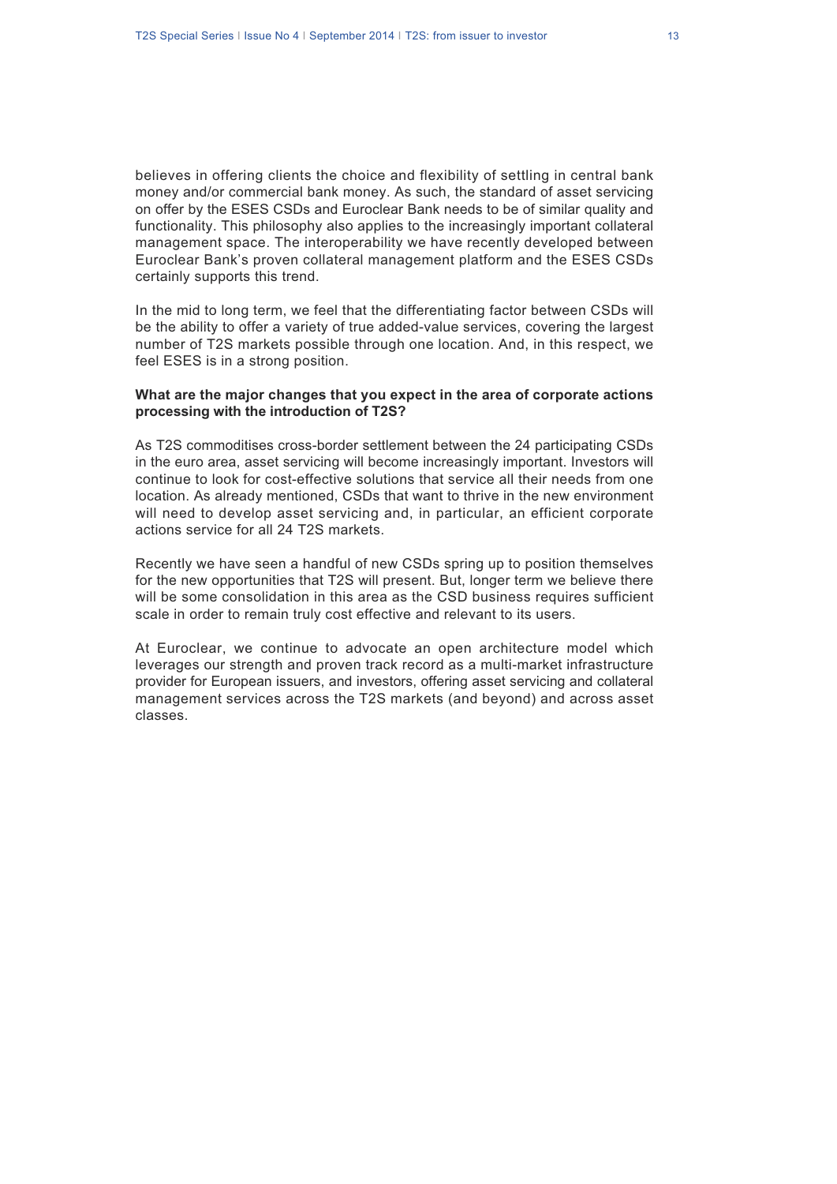believes in offering clients the choice and flexibility of settling in central bank money and/or commercial bank money. As such, the standard of asset servicing on offer by the ESES CSDs and Euroclear Bank needs to be of similar quality and functionality. This philosophy also applies to the increasingly important collateral management space. The interoperability we have recently developed between Euroclear Bank's proven collateral management platform and the ESES CSDs certainly supports this trend.

In the mid to long term, we feel that the differentiating factor between CSDs will be the ability to offer a variety of true added-value services, covering the largest number of T2S markets possible through one location. And, in this respect, we feel ESES is in a strong position.

**What are the major changes that you expect in the area of corporate actions processing with the introduction of T2S?**

As T2S commoditises cross-border settlement between the 24 participating CSDs in the euro area, asset servicing will become increasingly important. Investors will continue to look for cost-effective solutions that service all their needs from one location. As already mentioned, CSDs that want to thrive in the new environment will need to develop asset servicing and, in particular, an efficient corporate actions service for all 24 T2S markets.

Recently we have seen a handful of new CSDs spring up to position themselves for the new opportunities that T2S will present. But, longer term we believe there will be some consolidation in this area as the CSD business requires sufficient scale in order to remain truly cost effective and relevant to its users.

At Euroclear, we continue to advocate an open architecture model which leverages our strength and proven track record as a multi-market infrastructure provider for European issuers, and investors, offering asset servicing and collateral management services across the T2S markets (and beyond) and across asset classes.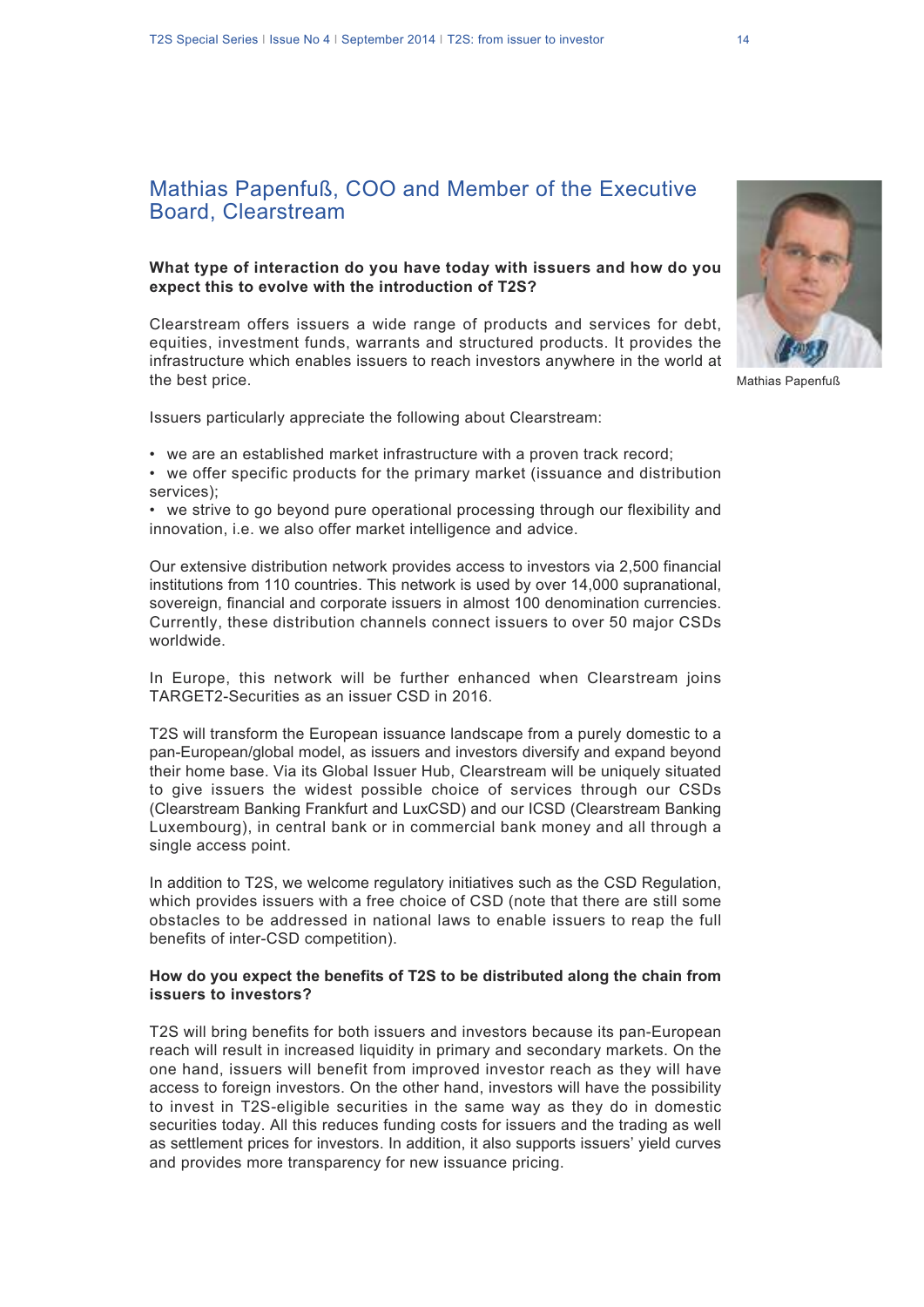## Mathias Papenfuß, COO and Member of the Executive Board, Clearstream

Mathias Papenfuß

**What type of interaction do you have today with issuers and how do you expect this to evolve with the introduction of T2S?**

Clearstream offers issuers a wide range of products and services for debt, equities, investment funds, warrants and structured products. It provides the infrastructure which enables issuers to reach investors anywhere in the world at the best price.

Issuers particularly appreciate the following about Clearstream:

- we are an established market infrastructure with a proven track record;
- we offer specific products for the primary market (issuance and distribution services);
- we strive to go beyond pure operational processing through our flexibility and innovation, i.e. we also offer market intelligence and advice.

Our extensive distribution network provides access to investors via 2,500 financial institutions from 110 countries. This network is used by over 14,000 supranational, sovereign, financial and corporate issuers in almost 100 denomination currencies. Currently, these distribution channels connect issuers to over 50 major CSDs worldwide.

In Europe, this network will be further enhanced when Clearstream joins TARGET2-Securities as an issuer CSD in 2016.

T2S will transform the European issuance landscape from a purely domestic to a pan-European/global model, as issuers and investors diversify and expand beyond their home base. Via its Global Issuer Hub, Clearstream will be uniquely situated to give issuers the widest possible choice of services through our CSDs (Clearstream Banking Frankfurt and LuxCSD) and our ICSD (Clearstream Banking Luxembourg), in central bank or in commercial bank money and all through a single access point.

In addition to T2S, we welcome regulatory initiatives such as the CSD Regulation, which provides issuers with a free choice of CSD (note that there are still some obstacles to be addressed in national laws to enable issuers to reap the full benefits of inter-CSD competition).

**How do you expect the benefits of T2S to be distributed along the chain from issuers to investors?**

T2S will bring benefits for both issuers and investors because its pan-European reach will result in increased liquidity in primary and secondary markets. On the one hand, issuers will benefit from improved investor reach as they will have access to foreign investors. On the other hand, investors will have the possibility to invest in T2S-eligible securities in the same way as they do in domestic securities today. All this reduces funding costs for issuers and the trading as well as settlement prices for investors. In addition, it also supports issuers' yield curves and provides more transparency for new issuance pricing.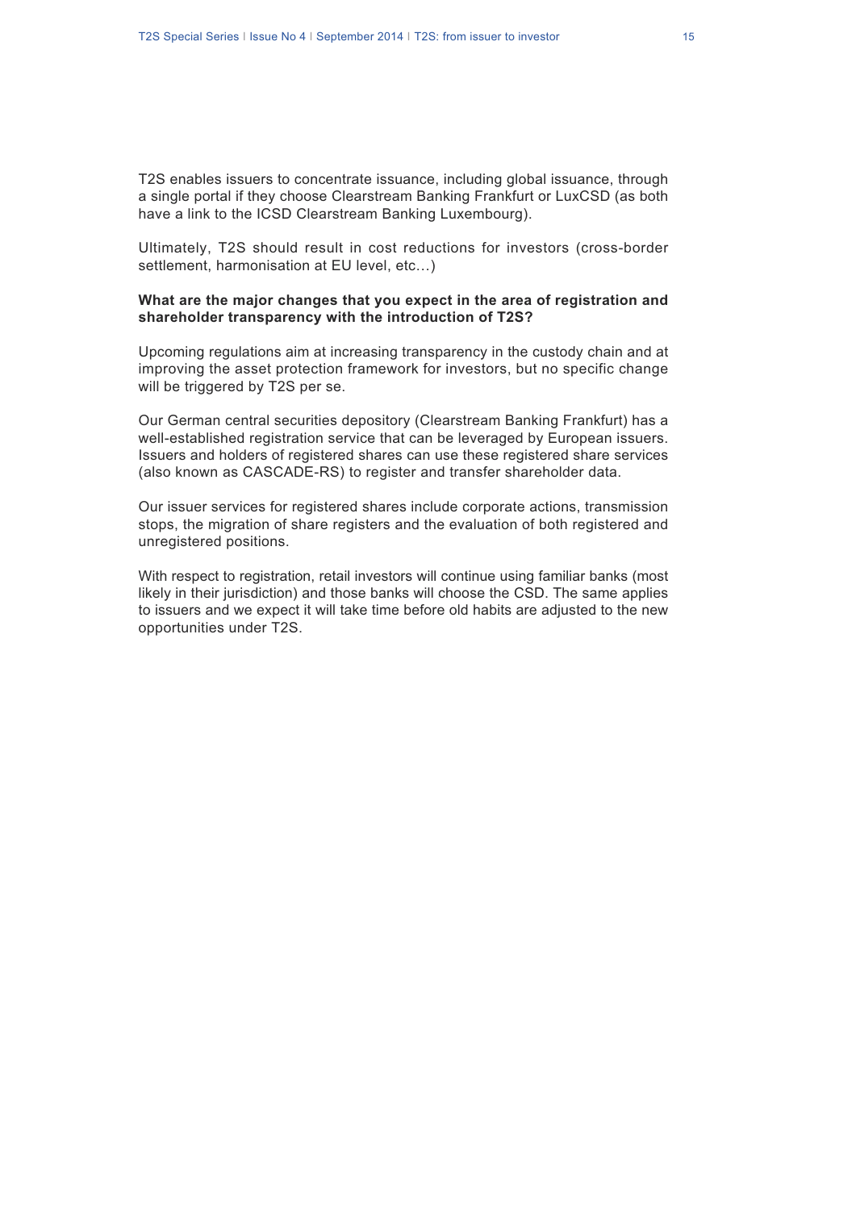T2S enables issuers to concentrate issuance, including global issuance, through a single portal if they choose Clearstream Banking Frankfurt or LuxCSD (as both have a link to the ICSD Clearstream Banking Luxembourg).

Ultimately, T2S should result in cost reductions for investors (cross-border settlement, harmonisation at EU level, etc…)

**What are the major changes that you expect in the area of registration and shareholder transparency with the introduction of T2S?**

Upcoming regulations aim at increasing transparency in the custody chain and at improving the asset protection framework for investors, but no specific change will be triggered by T2S per se.

Our German central securities depository (Clearstream Banking Frankfurt) has a well-established registration service that can be leveraged by European issuers. Issuers and holders of registered shares can use these registered share services (also known as CASCADE-RS) to register and transfer shareholder data.

Our issuer services for registered shares include corporate actions, transmission stops, the migration of share registers and the evaluation of both registered and unregistered positions.

With respect to registration, retail investors will continue using familiar banks (most likely in their jurisdiction) and those banks will choose the CSD. The same applies to issuers and we expect it will take time before old habits are adjusted to the new opportunities under T2S.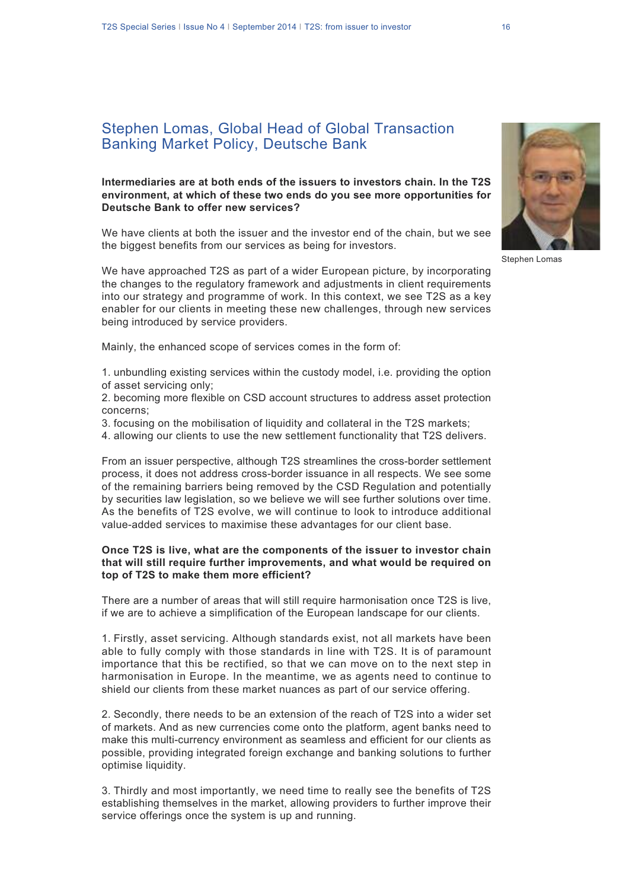## Stephen Lomas, Global Head of Global Transaction Banking Market Policy, Deutsche Bank

Stephen Lomas

**Intermediaries are at both ends of the issuers to investors chain. In the T2S environment, at which of these two ends do you see more opportunities for Deutsche Bank to offer new services?**

We have clients at both the issuer and the investor end of the chain, but we see the biggest benefits from our services as being for investors.

We have approached T2S as part of a wider European picture, by incorporating the changes to the regulatory framework and adjustments in client requirements into our strategy and programme of work. In this context, we see T2S as a key enabler for our clients in meeting these new challenges, through new services being introduced by service providers.

Mainly, the enhanced scope of services comes in the form of:

1. unbundling existing services within the custody model, i.e. providing the option of asset servicing only;
2. becoming more flexible on CSD account structures to address asset protection concerns;
3. focusing on the mobilisation of liquidity and collateral in the T2S markets;
4. allowing our clients to use the new settlement functionality that T2S delivers.

From an issuer perspective, although T2S streamlines the cross-border settlement process, it does not address cross-border issuance in all respects. We see some of the remaining barriers being removed by the CSD Regulation and potentially by securities law legislation, so we believe we will see further solutions over time. As the benefits of T2S evolve, we will continue to look to introduce additional value-added services to maximise these advantages for our client base.

**Once T2S is live, what are the components of the issuer to investor chain that will still require further improvements, and what would be required on top of T2S to make them more efficient?**

There are a number of areas that will still require harmonisation once T2S is live, if we are to achieve a simplification of the European landscape for our clients.

1. Firstly, asset servicing. Although standards exist, not all markets have been able to fully comply with those standards in line with T2S. It is of paramount importance that this be rectified, so that we can move on to the next step in harmonisation in Europe. In the meantime, we as agents need to continue to shield our clients from these market nuances as part of our service offering.

2. Secondly, there needs to be an extension of the reach of T2S into a wider set of markets. And as new currencies come onto the platform, agent banks need to make this multi-currency environment as seamless and efficient for our clients as possible, providing integrated foreign exchange and banking solutions to further optimise liquidity.

3. Thirdly and most importantly, we need time to really see the benefits of T2S establishing themselves in the market, allowing providers to further improve their service offerings once the system is up and running.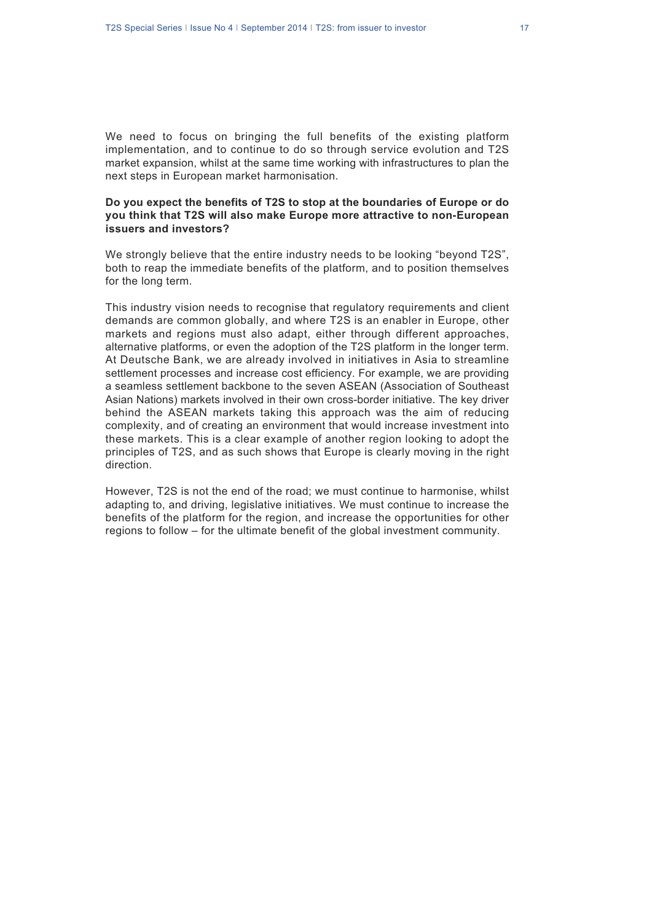We need to focus on bringing the full benefits of the existing platform implementation, and to continue to do so through service evolution and T2S market expansion, whilst at the same time working with infrastructures to plan the next steps in European market harmonisation.

**Do you expect the benefits of T2S to stop at the boundaries of Europe or do you think that T2S will also make Europe more attractive to non-European issuers and investors?**

We strongly believe that the entire industry needs to be looking "beyond T2S", both to reap the immediate benefits of the platform, and to position themselves for the long term.

This industry vision needs to recognise that regulatory requirements and client demands are common globally, and where T2S is an enabler in Europe, other markets and regions must also adapt, either through different approaches, alternative platforms, or even the adoption of the T2S platform in the longer term. At Deutsche Bank, we are already involved in initiatives in Asia to streamline settlement processes and increase cost efficiency. For example, we are providing a seamless settlement backbone to the seven ASEAN (Association of Southeast Asian Nations) markets involved in their own cross-border initiative. The key driver behind the ASEAN markets taking this approach was the aim of reducing complexity, and of creating an environment that would increase investment into these markets. This is a clear example of another region looking to adopt the principles of T2S, and as such shows that Europe is clearly moving in the right direction.

However, T2S is not the end of the road; we must continue to harmonise, whilst adapting to, and driving, legislative initiatives. We must continue to increase the benefits of the platform for the region, and increase the opportunities for other regions to follow – for the ultimate benefit of the global investment community.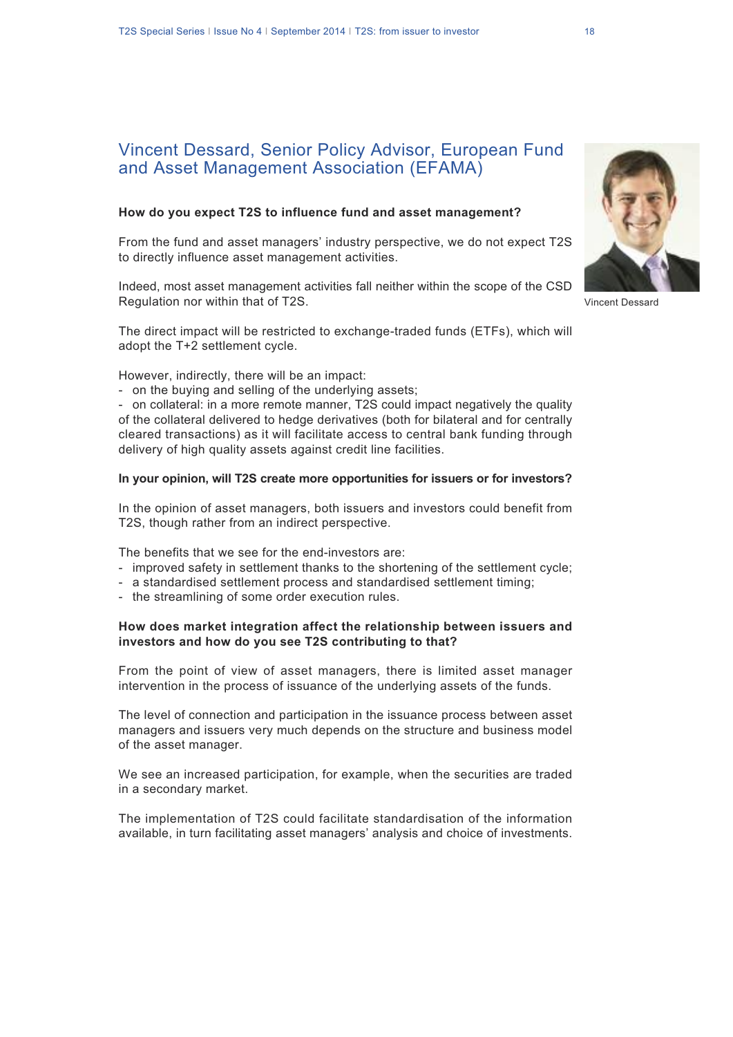## Vincent Dessard, Senior Policy Advisor, European Fund and Asset Management Association (EFAMA)

Vincent Dessard

**How do you expect T2S to influence fund and asset management?**

From the fund and asset managers' industry perspective, we do not expect T2S to directly influence asset management activities.

Indeed, most asset management activities fall neither within the scope of the CSD Regulation nor within that of T2S.

The direct impact will be restricted to exchange-traded funds (ETFs), which will adopt the T+2 settlement cycle.

However, indirectly, there will be an impact:

- on the buying and selling of the underlying assets;
- on collateral: in a more remote manner, T2S could impact negatively the quality of the collateral delivered to hedge derivatives (both for bilateral and for centrally cleared transactions) as it will facilitate access to central bank funding through delivery of high quality assets against credit line facilities.

**In your opinion, will T2S create more opportunities for issuers or for investors?**

In the opinion of asset managers, both issuers and investors could benefit from T2S, though rather from an indirect perspective.

The benefits that we see for the end-investors are:

- improved safety in settlement thanks to the shortening of the settlement cycle;
- a standardised settlement process and standardised settlement timing;
- the streamlining of some order execution rules.

**How does market integration affect the relationship between issuers and investors and how do you see T2S contributing to that?**

From the point of view of asset managers, there is limited asset manager intervention in the process of issuance of the underlying assets of the funds.

The level of connection and participation in the issuance process between asset managers and issuers very much depends on the structure and business model of the asset manager.

We see an increased participation, for example, when the securities are traded in a secondary market.

The implementation of T2S could facilitate standardisation of the information available, in turn facilitating asset managers' analysis and choice of investments.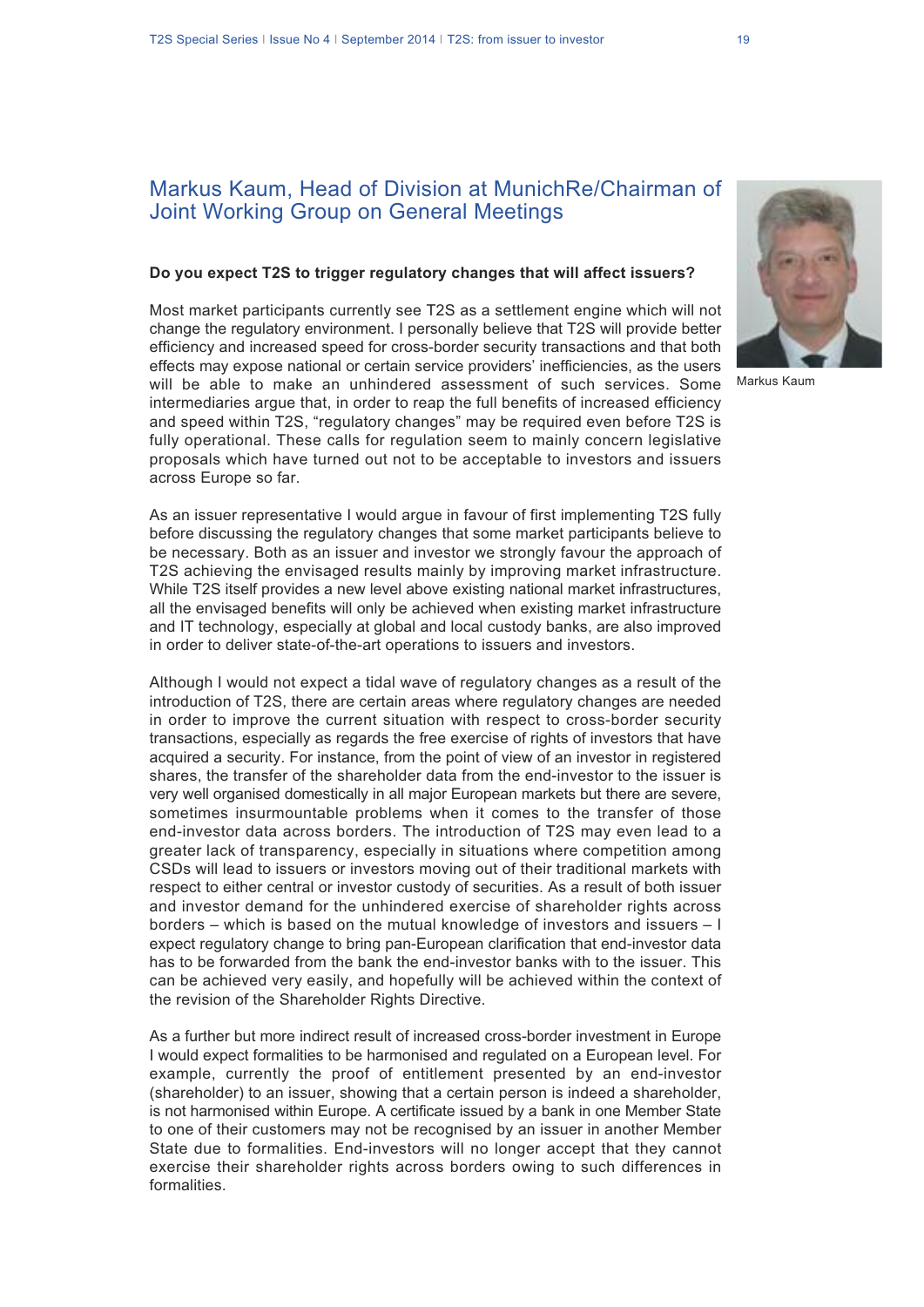## Markus Kaum, Head of Division at MunichRe/Chairman of Joint Working Group on General Meetings

Markus Kaum

**Do you expect T2S to trigger regulatory changes that will affect issuers?**

Most market participants currently see T2S as a settlement engine which will not change the regulatory environment. I personally believe that T2S will provide better efficiency and increased speed for cross-border security transactions and that both effects may expose national or certain service providers' inefficiencies, as the users will be able to make an unhindered assessment of such services. Some intermediaries argue that, in order to reap the full benefits of increased efficiency and speed within T2S, "regulatory changes" may be required even before T2S is fully operational. These calls for regulation seem to mainly concern legislative proposals which have turned out not to be acceptable to investors and issuers across Europe so far.

As an issuer representative I would argue in favour of first implementing T2S fully before discussing the regulatory changes that some market participants believe to be necessary. Both as an issuer and investor we strongly favour the approach of T2S achieving the envisaged results mainly by improving market infrastructure. While T2S itself provides a new level above existing national market infrastructures, all the envisaged benefits will only be achieved when existing market infrastructure and IT technology, especially at global and local custody banks, are also improved in order to deliver state-of-the-art operations to issuers and investors.

Although I would not expect a tidal wave of regulatory changes as a result of the introduction of T2S, there are certain areas where regulatory changes are needed in order to improve the current situation with respect to cross-border security transactions, especially as regards the free exercise of rights of investors that have acquired a security. For instance, from the point of view of an investor in registered shares, the transfer of the shareholder data from the end-investor to the issuer is very well organised domestically in all major European markets but there are severe, sometimes insurmountable problems when it comes to the transfer of those end-investor data across borders. The introduction of T2S may even lead to a greater lack of transparency, especially in situations where competition among CSDs will lead to issuers or investors moving out of their traditional markets with respect to either central or investor custody of securities. As a result of both issuer and investor demand for the unhindered exercise of shareholder rights across borders – which is based on the mutual knowledge of investors and issuers – I expect regulatory change to bring pan-European clarification that end-investor data has to be forwarded from the bank the end-investor banks with to the issuer. This can be achieved very easily, and hopefully will be achieved within the context of the revision of the Shareholder Rights Directive.

As a further but more indirect result of increased cross-border investment in Europe I would expect formalities to be harmonised and regulated on a European level. For example, currently the proof of entitlement presented by an end-investor (shareholder) to an issuer, showing that a certain person is indeed a shareholder, is not harmonised within Europe. A certificate issued by a bank in one Member State to one of their customers may not be recognised by an issuer in another Member State due to formalities. End-investors will no longer accept that they cannot exercise their shareholder rights across borders owing to such differences in formalities.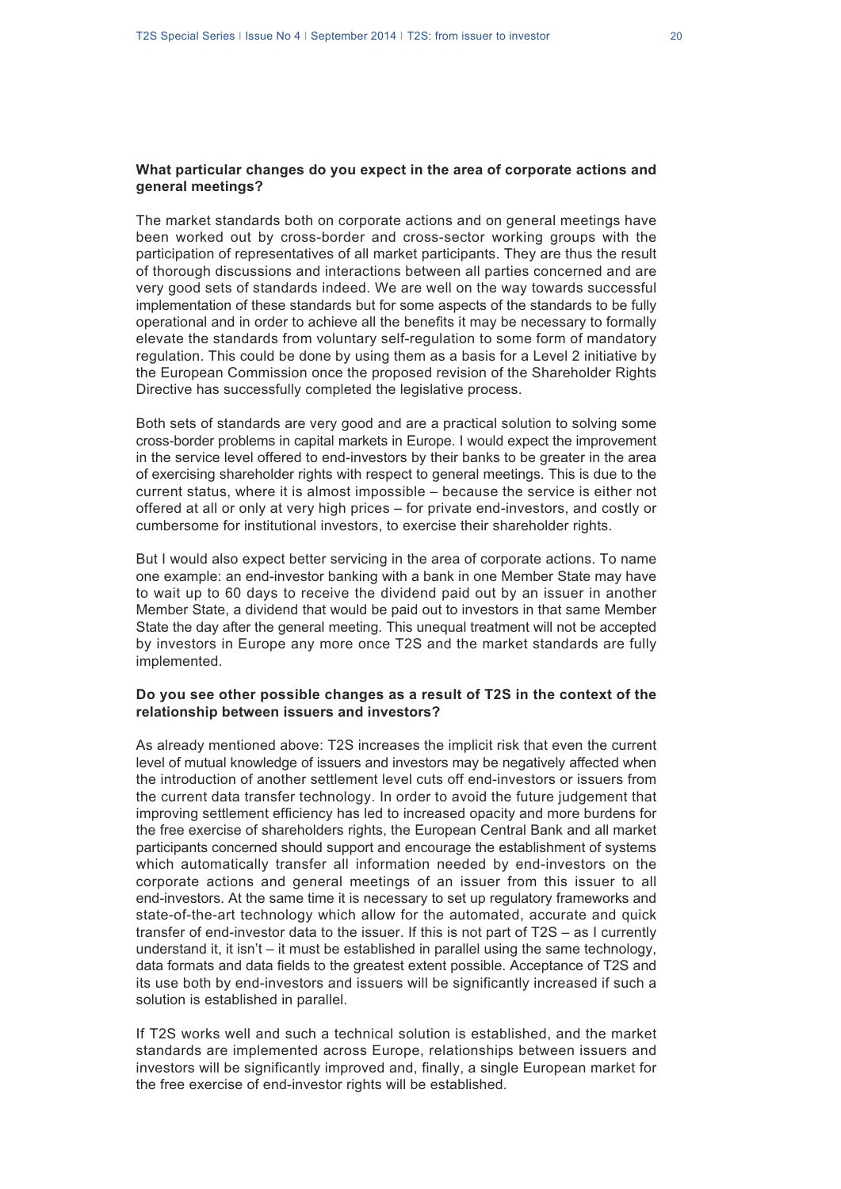**What particular changes do you expect in the area of corporate actions and general meetings?**

The market standards both on corporate actions and on general meetings have been worked out by cross-border and cross-sector working groups with the participation of representatives of all market participants. They are thus the result of thorough discussions and interactions between all parties concerned and are very good sets of standards indeed. We are well on the way towards successful implementation of these standards but for some aspects of the standards to be fully operational and in order to achieve all the benefits it may be necessary to formally elevate the standards from voluntary self-regulation to some form of mandatory regulation. This could be done by using them as a basis for a Level 2 initiative by the European Commission once the proposed revision of the Shareholder Rights Directive has successfully completed the legislative process.

Both sets of standards are very good and are a practical solution to solving some cross-border problems in capital markets in Europe. I would expect the improvement in the service level offered to end-investors by their banks to be greater in the area of exercising shareholder rights with respect to general meetings. This is due to the current status, where it is almost impossible – because the service is either not offered at all or only at very high prices – for private end-investors, and costly or cumbersome for institutional investors, to exercise their shareholder rights.

But I would also expect better servicing in the area of corporate actions. To name one example: an end-investor banking with a bank in one Member State may have to wait up to 60 days to receive the dividend paid out by an issuer in another Member State, a dividend that would be paid out to investors in that same Member State the day after the general meeting. This unequal treatment will not be accepted by investors in Europe any more once T2S and the market standards are fully implemented.

**Do you see other possible changes as a result of T2S in the context of the relationship between issuers and investors?**

As already mentioned above: T2S increases the implicit risk that even the current level of mutual knowledge of issuers and investors may be negatively affected when the introduction of another settlement level cuts off end-investors or issuers from the current data transfer technology. In order to avoid the future judgement that improving settlement efficiency has led to increased opacity and more burdens for the free exercise of shareholders rights, the European Central Bank and all market participants concerned should support and encourage the establishment of systems which automatically transfer all information needed by end-investors on the corporate actions and general meetings of an issuer from this issuer to all end-investors. At the same time it is necessary to set up regulatory frameworks and state-of-the-art technology which allow for the automated, accurate and quick transfer of end-investor data to the issuer. If this is not part of T2S – as I currently understand it, it isn't – it must be established in parallel using the same technology, data formats and data fields to the greatest extent possible. Acceptance of T2S and its use both by end-investors and issuers will be significantly increased if such a solution is established in parallel.

If T2S works well and such a technical solution is established, and the market standards are implemented across Europe, relationships between issuers and investors will be significantly improved and, finally, a single European market for the free exercise of end-investor rights will be established.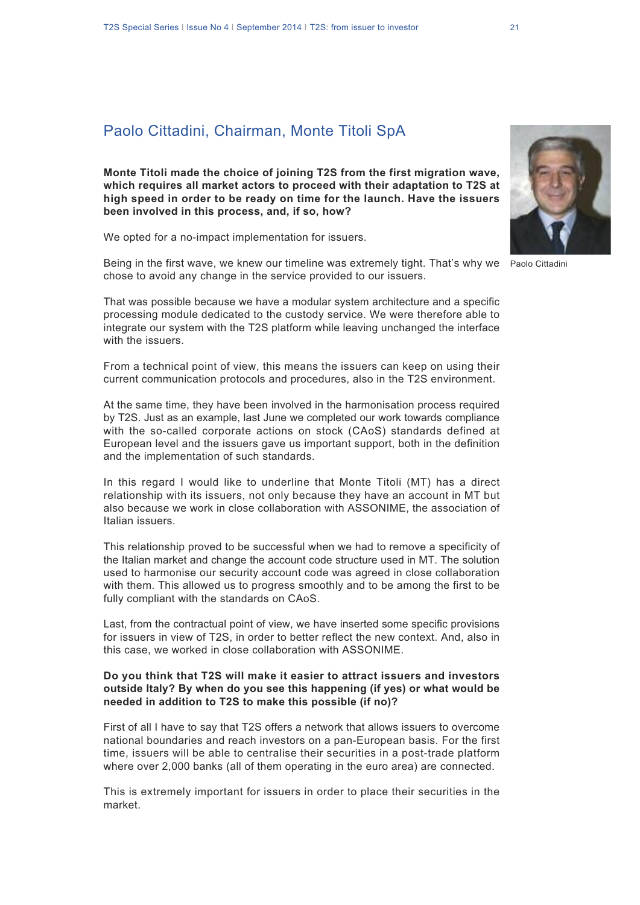## Paolo Cittadini, Chairman, Monte Titoli SpA

Paolo Cittadini

**Monte Titoli made the choice of joining T2S from the first migration wave, which requires all market actors to proceed with their adaptation to T2S at high speed in order to be ready on time for the launch. Have the issuers been involved in this process, and, if so, how?**

We opted for a no-impact implementation for issuers.

Being in the first wave, we knew our timeline was extremely tight. That's why we chose to avoid any change in the service provided to our issuers.

That was possible because we have a modular system architecture and a specific processing module dedicated to the custody service. We were therefore able to integrate our system with the T2S platform while leaving unchanged the interface with the issuers.

From a technical point of view, this means the issuers can keep on using their current communication protocols and procedures, also in the T2S environment.

At the same time, they have been involved in the harmonisation process required by T2S. Just as an example, last June we completed our work towards compliance with the so-called corporate actions on stock (CAoS) standards defined at European level and the issuers gave us important support, both in the definition and the implementation of such standards.

In this regard I would like to underline that Monte Titoli (MT) has a direct relationship with its issuers, not only because they have an account in MT but also because we work in close collaboration with ASSONIME, the association of Italian issuers.

This relationship proved to be successful when we had to remove a specificity of the Italian market and change the account code structure used in MT. The solution used to harmonise our security account code was agreed in close collaboration with them. This allowed us to progress smoothly and to be among the first to be fully compliant with the standards on CAoS.

Last, from the contractual point of view, we have inserted some specific provisions for issuers in view of T2S, in order to better reflect the new context. And, also in this case, we worked in close collaboration with ASSONIME.

**Do you think that T2S will make it easier to attract issuers and investors outside Italy? By when do you see this happening (if yes) or what would be needed in addition to T2S to make this possible (if no)?**

First of all I have to say that T2S offers a network that allows issuers to overcome national boundaries and reach investors on a pan-European basis. For the first time, issuers will be able to centralise their securities in a post-trade platform where over 2,000 banks (all of them operating in the euro area) are connected.

This is extremely important for issuers in order to place their securities in the market.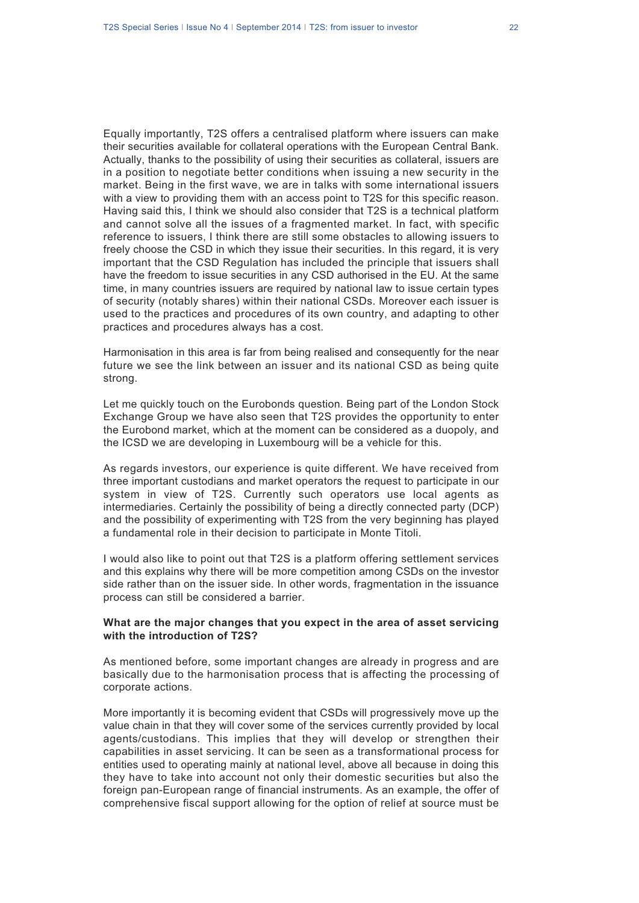Equally importantly, T2S offers a centralised platform where issuers can make their securities available for collateral operations with the European Central Bank. Actually, thanks to the possibility of using their securities as collateral, issuers are in a position to negotiate better conditions when issuing a new security in the market. Being in the first wave, we are in talks with some international issuers with a view to providing them with an access point to T2S for this specific reason. Having said this, I think we should also consider that T2S is a technical platform and cannot solve all the issues of a fragmented market. In fact, with specific reference to issuers, I think there are still some obstacles to allowing issuers to freely choose the CSD in which they issue their securities. In this regard, it is very important that the CSD Regulation has included the principle that issuers shall have the freedom to issue securities in any CSD authorised in the EU. At the same time, in many countries issuers are required by national law to issue certain types of security (notably shares) within their national CSDs. Moreover each issuer is used to the practices and procedures of its own country, and adapting to other practices and procedures always has a cost.

Harmonisation in this area is far from being realised and consequently for the near future we see the link between an issuer and its national CSD as being quite strong.

Let me quickly touch on the Eurobonds question. Being part of the London Stock Exchange Group we have also seen that T2S provides the opportunity to enter the Eurobond market, which at the moment can be considered as a duopoly, and the ICSD we are developing in Luxembourg will be a vehicle for this.

As regards investors, our experience is quite different. We have received from three important custodians and market operators the request to participate in our system in view of T2S. Currently such operators use local agents as intermediaries. Certainly the possibility of being a directly connected party (DCP) and the possibility of experimenting with T2S from the very beginning has played a fundamental role in their decision to participate in Monte Titoli.

I would also like to point out that T2S is a platform offering settlement services and this explains why there will be more competition among CSDs on the investor side rather than on the issuer side. In other words, fragmentation in the issuance process can still be considered a barrier.

**What are the major changes that you expect in the area of asset servicing with the introduction of T2S?**

As mentioned before, some important changes are already in progress and are basically due to the harmonisation process that is affecting the processing of corporate actions.

More importantly it is becoming evident that CSDs will progressively move up the value chain in that they will cover some of the services currently provided by local agents/custodians. This implies that they will develop or strengthen their capabilities in asset servicing. It can be seen as a transformational process for entities used to operating mainly at national level, above all because in doing this they have to take into account not only their domestic securities but also the foreign pan-European range of financial instruments. As an example, the offer of comprehensive fiscal support allowing for the option of relief at source must be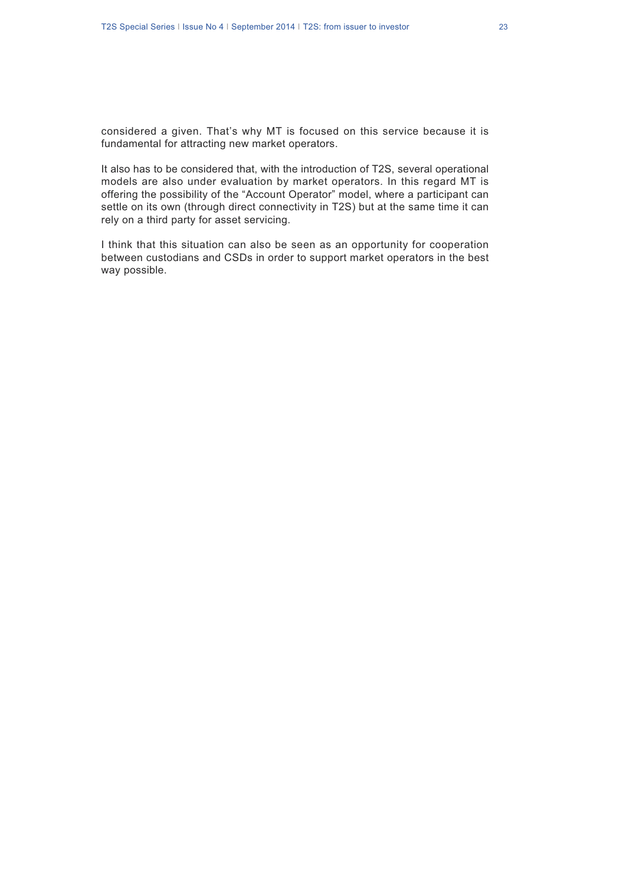considered a given. That’s why MT is focused on this service because it is fundamental for attracting new market operators.

It also has to be considered that, with the introduction of T2S, several operational models are also under evaluation by market operators. In this regard MT is offering the possibility of the “Account Operator” model, where a participant can settle on its own (through direct connectivity in T2S) but at the same time it can rely on a third party for asset servicing.

I think that this situation can also be seen as an opportunity for cooperation between custodians and CSDs in order to support market operators in the best way possible.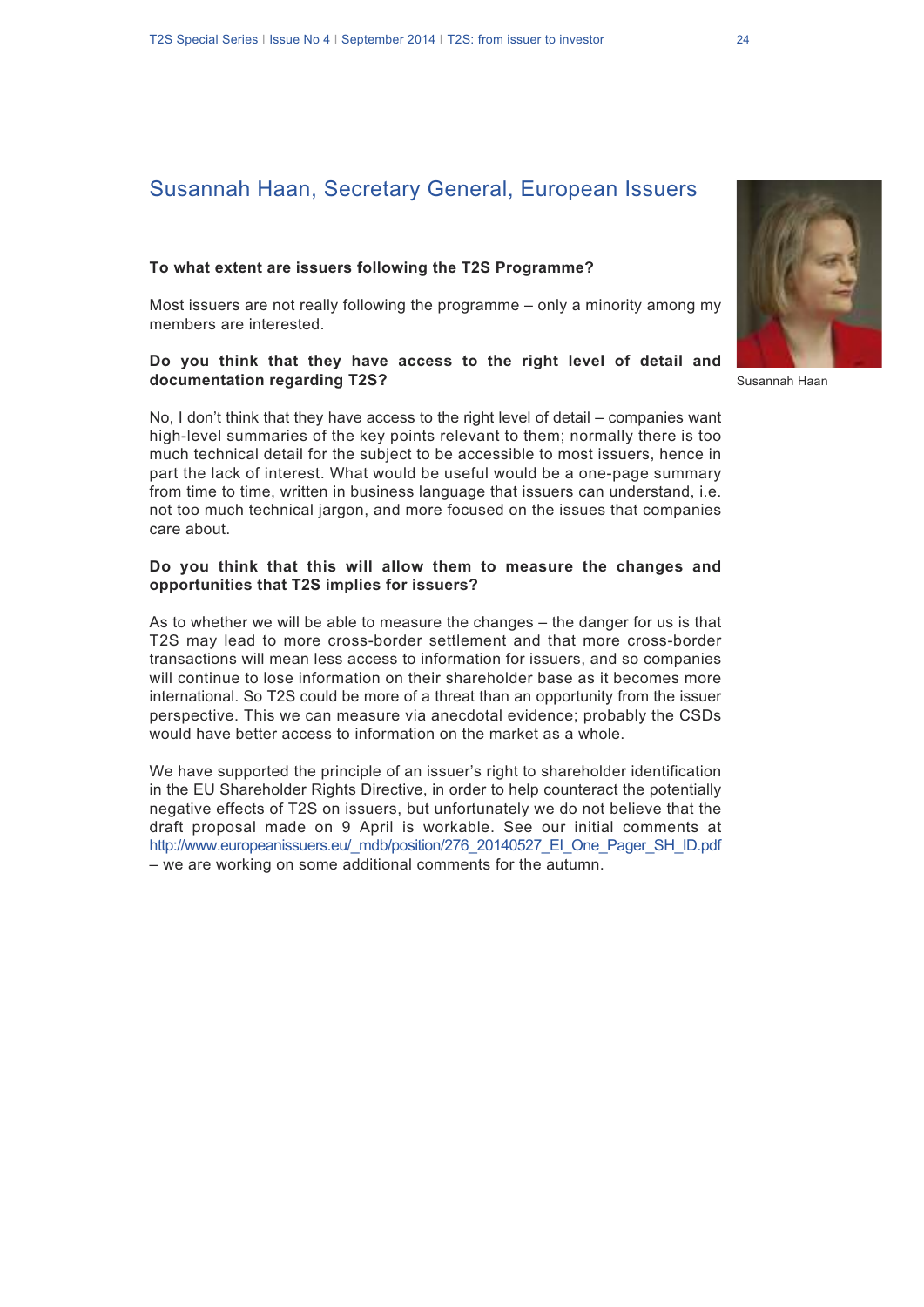## Susannah Haan, Secretary General, European Issuers

Susannah Haan

**To what extent are issuers following the T2S Programme?**

Most issuers are not really following the programme – only a minority among my members are interested.

**Do you think that they have access to the right level of detail and documentation regarding T2S?**

No, I don't think that they have access to the right level of detail – companies want high-level summaries of the key points relevant to them; normally there is too much technical detail for the subject to be accessible to most issuers, hence in part the lack of interest. What would be useful would be a one-page summary from time to time, written in business language that issuers can understand, i.e. not too much technical jargon, and more focused on the issues that companies care about.

**Do you think that this will allow them to measure the changes and opportunities that T2S implies for issuers?**

As to whether we will be able to measure the changes – the danger for us is that T2S may lead to more cross-border settlement and that more cross-border transactions will mean less access to information for issuers, and so companies will continue to lose information on their shareholder base as it becomes more international. So T2S could be more of a threat than an opportunity from the issuer perspective. This we can measure via anecdotal evidence; probably the CSDs would have better access to information on the market as a whole.

We have supported the principle of an issuer's right to shareholder identification in the EU Shareholder Rights Directive, in order to help counteract the potentially negative effects of T2S on issuers, but unfortunately we do not believe that the draft proposal made on 9 April is workable. See our initial comments at http://www.europeanissuers.eu/_mdb/position/276_20140527_EI_One_Pager_SH_ID.pdf – we are working on some additional comments for the autumn.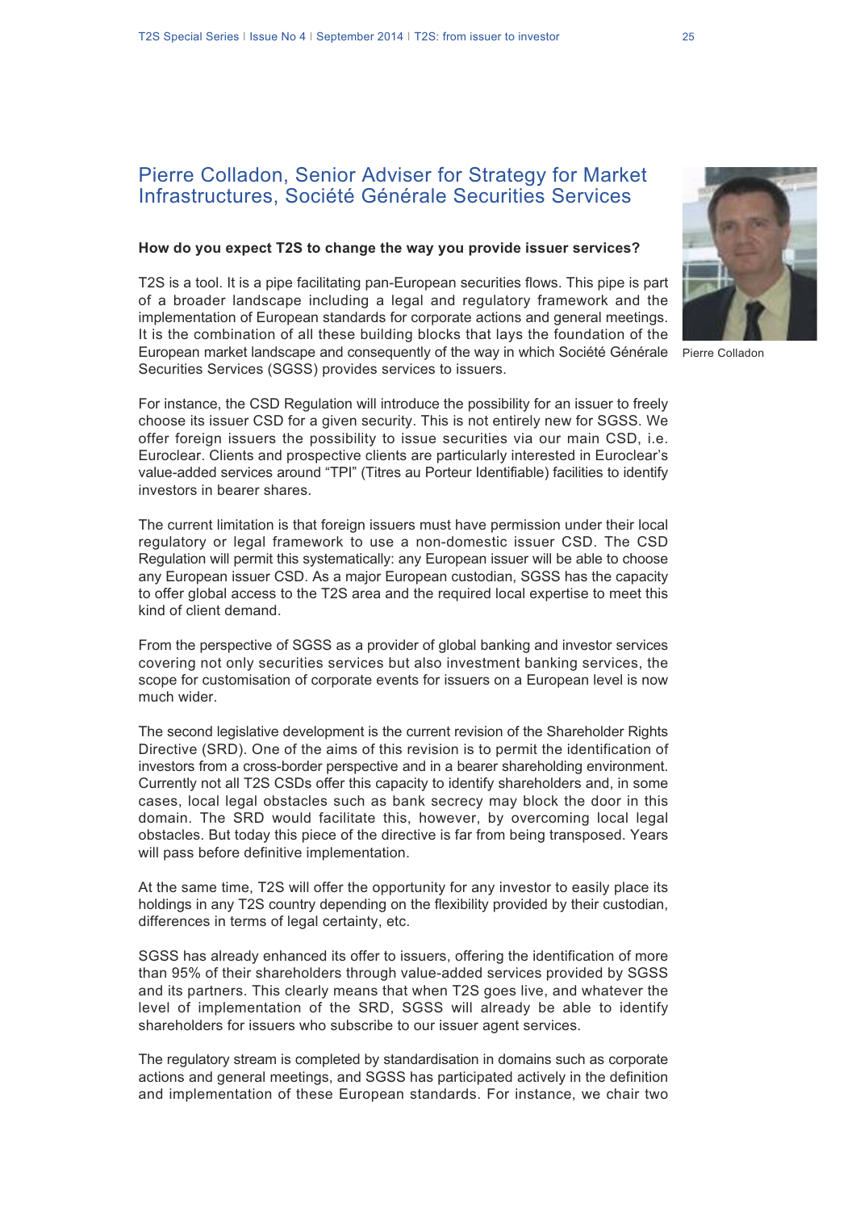## Pierre Colladon, Senior Adviser for Strategy for Market Infrastructures, Société Générale Securities Services

Pierre Colladon

**How do you expect T2S to change the way you provide issuer services?**

T2S is a tool. It is a pipe facilitating pan-European securities flows. This pipe is part of a broader landscape including a legal and regulatory framework and the implementation of European standards for corporate actions and general meetings. It is the combination of all these building blocks that lays the foundation of the European market landscape and consequently of the way in which Société Générale Securities Services (SGSS) provides services to issuers.

For instance, the CSD Regulation will introduce the possibility for an issuer to freely choose its issuer CSD for a given security. This is not entirely new for SGSS. We offer foreign issuers the possibility to issue securities via our main CSD, i.e. Euroclear. Clients and prospective clients are particularly interested in Euroclear's value-added services around "TPI" (Titres au Porteur Identifiable) facilities to identify investors in bearer shares.

The current limitation is that foreign issuers must have permission under their local regulatory or legal framework to use a non-domestic issuer CSD. The CSD Regulation will permit this systematically: any European issuer will be able to choose any European issuer CSD. As a major European custodian, SGSS has the capacity to offer global access to the T2S area and the required local expertise to meet this kind of client demand.

From the perspective of SGSS as a provider of global banking and investor services covering not only securities services but also investment banking services, the scope for customisation of corporate events for issuers on a European level is now much wider.

The second legislative development is the current revision of the Shareholder Rights Directive (SRD). One of the aims of this revision is to permit the identification of investors from a cross-border perspective and in a bearer shareholding environment. Currently not all T2S CSDs offer this capacity to identify shareholders and, in some cases, local legal obstacles such as bank secrecy may block the door in this domain. The SRD would facilitate this, however, by overcoming local legal obstacles. But today this piece of the directive is far from being transposed. Years will pass before definitive implementation.

At the same time, T2S will offer the opportunity for any investor to easily place its holdings in any T2S country depending on the flexibility provided by their custodian, differences in terms of legal certainty, etc.

SGSS has already enhanced its offer to issuers, offering the identification of more than 95% of their shareholders through value-added services provided by SGSS and its partners. This clearly means that when T2S goes live, and whatever the level of implementation of the SRD, SGSS will already be able to identify shareholders for issuers who subscribe to our issuer agent services.

The regulatory stream is completed by standardisation in domains such as corporate actions and general meetings, and SGSS has participated actively in the definition and implementation of these European standards. For instance, we chair two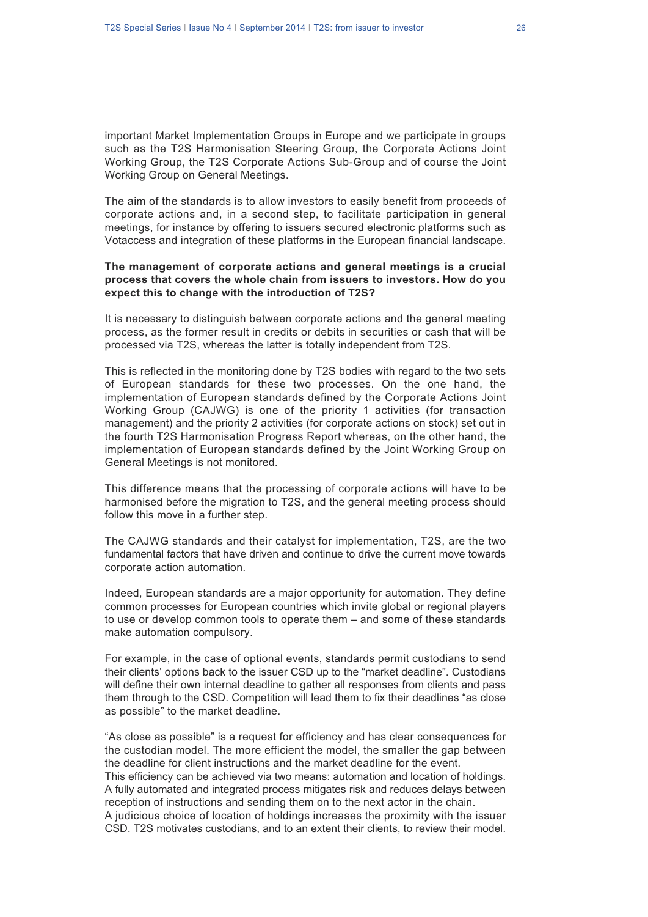important Market Implementation Groups in Europe and we participate in groups such as the T2S Harmonisation Steering Group, the Corporate Actions Joint Working Group, the T2S Corporate Actions Sub-Group and of course the Joint Working Group on General Meetings.

The aim of the standards is to allow investors to easily benefit from proceeds of corporate actions and, in a second step, to facilitate participation in general meetings, for instance by offering to issuers secured electronic platforms such as Votaccess and integration of these platforms in the European financial landscape.

**The management of corporate actions and general meetings is a crucial process that covers the whole chain from issuers to investors. How do you expect this to change with the introduction of T2S?**

It is necessary to distinguish between corporate actions and the general meeting process, as the former result in credits or debits in securities or cash that will be processed via T2S, whereas the latter is totally independent from T2S.

This is reflected in the monitoring done by T2S bodies with regard to the two sets of European standards for these two processes. On the one hand, the implementation of European standards defined by the Corporate Actions Joint Working Group (CAJWG) is one of the priority 1 activities (for transaction management) and the priority 2 activities (for corporate actions on stock) set out in the fourth T2S Harmonisation Progress Report whereas, on the other hand, the implementation of European standards defined by the Joint Working Group on General Meetings is not monitored.

This difference means that the processing of corporate actions will have to be harmonised before the migration to T2S, and the general meeting process should follow this move in a further step.

The CAJWG standards and their catalyst for implementation, T2S, are the two fundamental factors that have driven and continue to drive the current move towards corporate action automation.

Indeed, European standards are a major opportunity for automation. They define common processes for European countries which invite global or regional players to use or develop common tools to operate them – and some of these standards make automation compulsory.

For example, in the case of optional events, standards permit custodians to send their clients' options back to the issuer CSD up to the "market deadline". Custodians will define their own internal deadline to gather all responses from clients and pass them through to the CSD. Competition will lead them to fix their deadlines "as close as possible" to the market deadline.

"As close as possible" is a request for efficiency and has clear consequences for the custodian model. The more efficient the model, the smaller the gap between the deadline for client instructions and the market deadline for the event.
This efficiency can be achieved via two means: automation and location of holdings. A fully automated and integrated process mitigates risk and reduces delays between reception of instructions and sending them on to the next actor in the chain.
A judicious choice of location of holdings increases the proximity with the issuer CSD. T2S motivates custodians, and to an extent their clients, to review their model.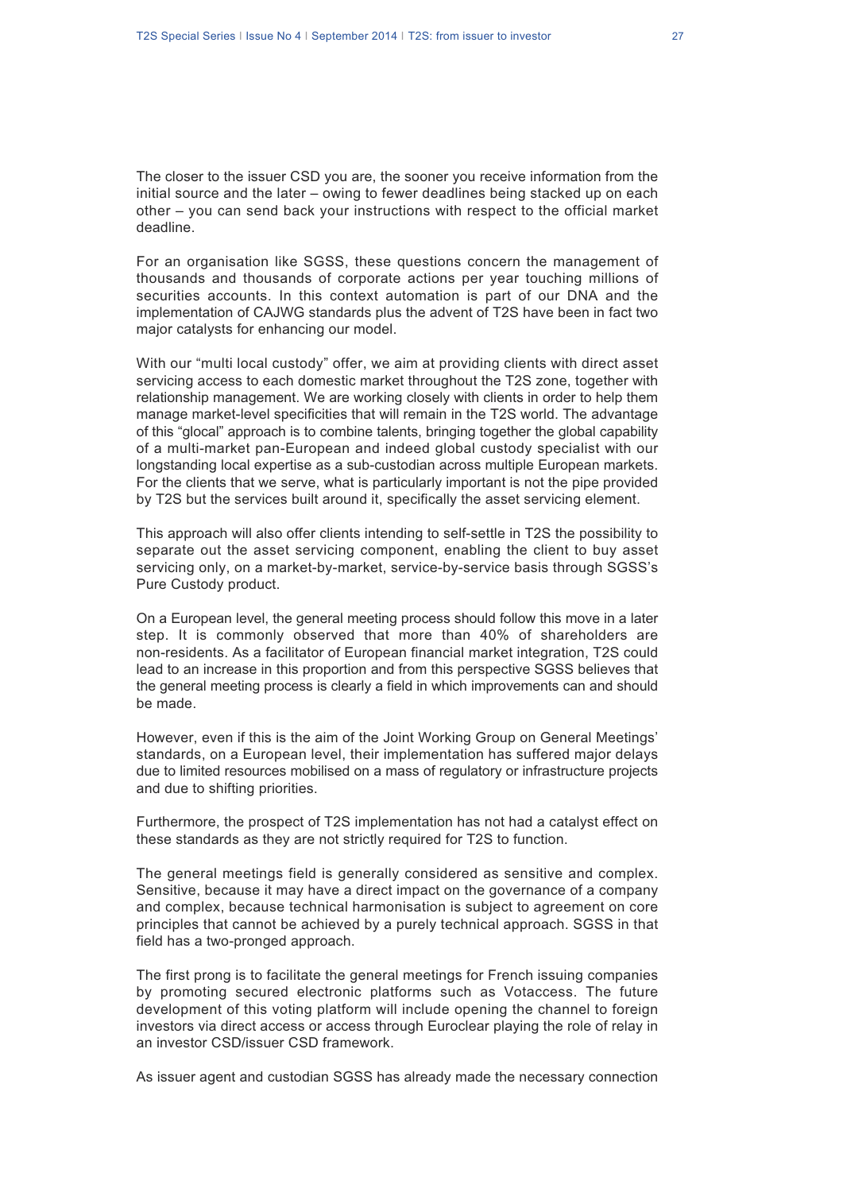The closer to the issuer CSD you are, the sooner you receive information from the initial source and the later – owing to fewer deadlines being stacked up on each other – you can send back your instructions with respect to the official market deadline.

For an organisation like SGSS, these questions concern the management of thousands and thousands of corporate actions per year touching millions of securities accounts. In this context automation is part of our DNA and the implementation of CAJWG standards plus the advent of T2S have been in fact two major catalysts for enhancing our model.

With our "multi local custody" offer, we aim at providing clients with direct asset servicing access to each domestic market throughout the T2S zone, together with relationship management. We are working closely with clients in order to help them manage market-level specificities that will remain in the T2S world. The advantage of this "glocal" approach is to combine talents, bringing together the global capability of a multi-market pan-European and indeed global custody specialist with our longstanding local expertise as a sub-custodian across multiple European markets. For the clients that we serve, what is particularly important is not the pipe provided by T2S but the services built around it, specifically the asset servicing element.

This approach will also offer clients intending to self-settle in T2S the possibility to separate out the asset servicing component, enabling the client to buy asset servicing only, on a market-by-market, service-by-service basis through SGSS's Pure Custody product.

On a European level, the general meeting process should follow this move in a later step. It is commonly observed that more than 40% of shareholders are non-residents. As a facilitator of European financial market integration, T2S could lead to an increase in this proportion and from this perspective SGSS believes that the general meeting process is clearly a field in which improvements can and should be made.

However, even if this is the aim of the Joint Working Group on General Meetings' standards, on a European level, their implementation has suffered major delays due to limited resources mobilised on a mass of regulatory or infrastructure projects and due to shifting priorities.

Furthermore, the prospect of T2S implementation has not had a catalyst effect on these standards as they are not strictly required for T2S to function.

The general meetings field is generally considered as sensitive and complex. Sensitive, because it may have a direct impact on the governance of a company and complex, because technical harmonisation is subject to agreement on core principles that cannot be achieved by a purely technical approach. SGSS in that field has a two-pronged approach.

The first prong is to facilitate the general meetings for French issuing companies by promoting secured electronic platforms such as Votaccess. The future development of this voting platform will include opening the channel to foreign investors via direct access or access through Euroclear playing the role of relay in an investor CSD/issuer CSD framework.

As issuer agent and custodian SGSS has already made the necessary connection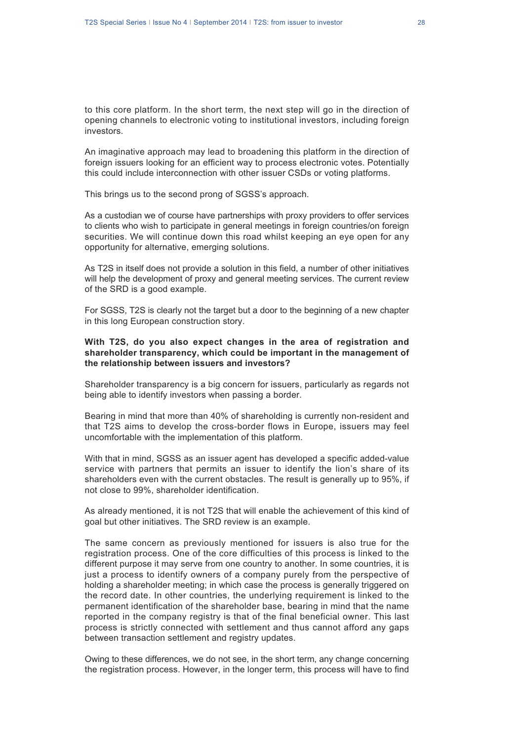to this core platform. In the short term, the next step will go in the direction of opening channels to electronic voting to institutional investors, including foreign investors.

An imaginative approach may lead to broadening this platform in the direction of foreign issuers looking for an efficient way to process electronic votes. Potentially this could include interconnection with other issuer CSDs or voting platforms.

This brings us to the second prong of SGSS's approach.

As a custodian we of course have partnerships with proxy providers to offer services to clients who wish to participate in general meetings in foreign countries/on foreign securities. We will continue down this road whilst keeping an eye open for any opportunity for alternative, emerging solutions.

As T2S in itself does not provide a solution in this field, a number of other initiatives will help the development of proxy and general meeting services. The current review of the SRD is a good example.

For SGSS, T2S is clearly not the target but a door to the beginning of a new chapter in this long European construction story.

**With T2S, do you also expect changes in the area of registration and shareholder transparency, which could be important in the management of the relationship between issuers and investors?**

Shareholder transparency is a big concern for issuers, particularly as regards not being able to identify investors when passing a border.

Bearing in mind that more than 40% of shareholding is currently non-resident and that T2S aims to develop the cross-border flows in Europe, issuers may feel uncomfortable with the implementation of this platform.

With that in mind, SGSS as an issuer agent has developed a specific added-value service with partners that permits an issuer to identify the lion's share of its shareholders even with the current obstacles. The result is generally up to 95%, if not close to 99%, shareholder identification.

As already mentioned, it is not T2S that will enable the achievement of this kind of goal but other initiatives. The SRD review is an example.

The same concern as previously mentioned for issuers is also true for the registration process. One of the core difficulties of this process is linked to the different purpose it may serve from one country to another. In some countries, it is just a process to identify owners of a company purely from the perspective of holding a shareholder meeting; in which case the process is generally triggered on the record date. In other countries, the underlying requirement is linked to the permanent identification of the shareholder base, bearing in mind that the name reported in the company registry is that of the final beneficial owner. This last process is strictly connected with settlement and thus cannot afford any gaps between transaction settlement and registry updates.

Owing to these differences, we do not see, in the short term, any change concerning the registration process. However, in the longer term, this process will have to find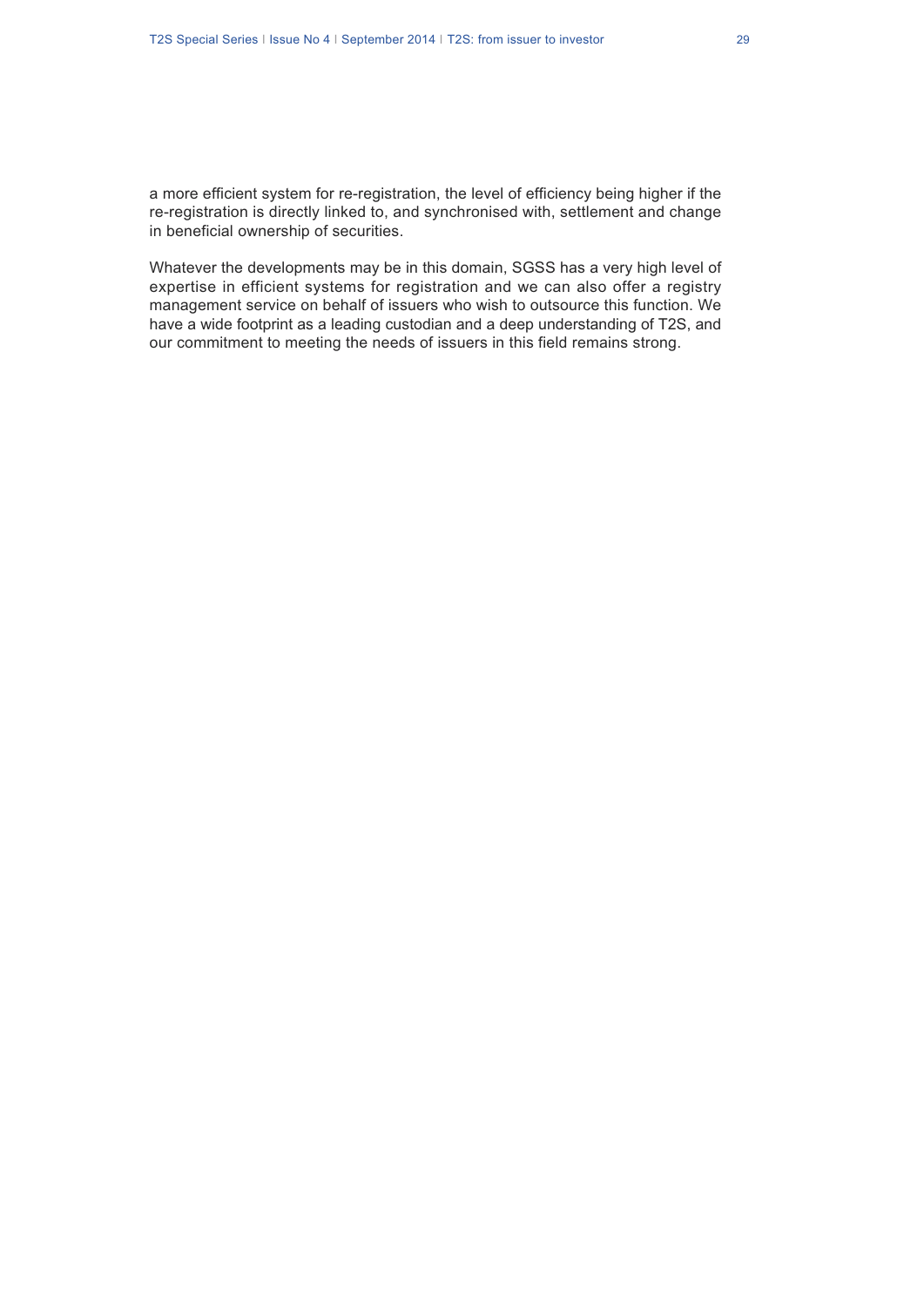a more efficient system for re-registration, the level of efficiency being higher if the re-registration is directly linked to, and synchronised with, settlement and change in beneficial ownership of securities.

Whatever the developments may be in this domain, SGSS has a very high level of expertise in efficient systems for registration and we can also offer a registry management service on behalf of issuers who wish to outsource this function. We have a wide footprint as a leading custodian and a deep understanding of T2S, and our commitment to meeting the needs of issuers in this field remains strong.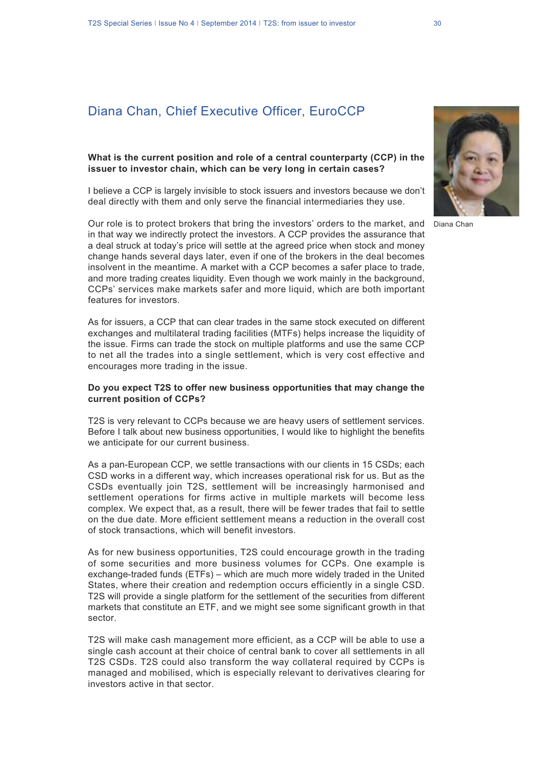## Diana Chan, Chief Executive Officer, EuroCCP

Diana Chan

**What is the current position and role of a central counterparty (CCP) in the issuer to investor chain, which can be very long in certain cases?**

I believe a CCP is largely invisible to stock issuers and investors because we don't deal directly with them and only serve the financial intermediaries they use.

Our role is to protect brokers that bring the investors' orders to the market, and in that way we indirectly protect the investors. A CCP provides the assurance that a deal struck at today's price will settle at the agreed price when stock and money change hands several days later, even if one of the brokers in the deal becomes insolvent in the meantime. A market with a CCP becomes a safer place to trade, and more trading creates liquidity. Even though we work mainly in the background, CCPs' services make markets safer and more liquid, which are both important features for investors.

As for issuers, a CCP that can clear trades in the same stock executed on different exchanges and multilateral trading facilities (MTFs) helps increase the liquidity of the issue. Firms can trade the stock on multiple platforms and use the same CCP to net all the trades into a single settlement, which is very cost effective and encourages more trading in the issue.

**Do you expect T2S to offer new business opportunities that may change the current position of CCPs?**

T2S is very relevant to CCPs because we are heavy users of settlement services. Before I talk about new business opportunities, I would like to highlight the benefits we anticipate for our current business.

As a pan-European CCP, we settle transactions with our clients in 15 CSDs; each CSD works in a different way, which increases operational risk for us. But as the CSDs eventually join T2S, settlement will be increasingly harmonised and settlement operations for firms active in multiple markets will become less complex. We expect that, as a result, there will be fewer trades that fail to settle on the due date. More efficient settlement means a reduction in the overall cost of stock transactions, which will benefit investors.

As for new business opportunities, T2S could encourage growth in the trading of some securities and more business volumes for CCPs. One example is exchange-traded funds (ETFs) – which are much more widely traded in the United States, where their creation and redemption occurs efficiently in a single CSD. T2S will provide a single platform for the settlement of the securities from different markets that constitute an ETF, and we might see some significant growth in that sector.

T2S will make cash management more efficient, as a CCP will be able to use a single cash account at their choice of central bank to cover all settlements in all T2S CSDs. T2S could also transform the way collateral required by CCPs is managed and mobilised, which is especially relevant to derivatives clearing for investors active in that sector.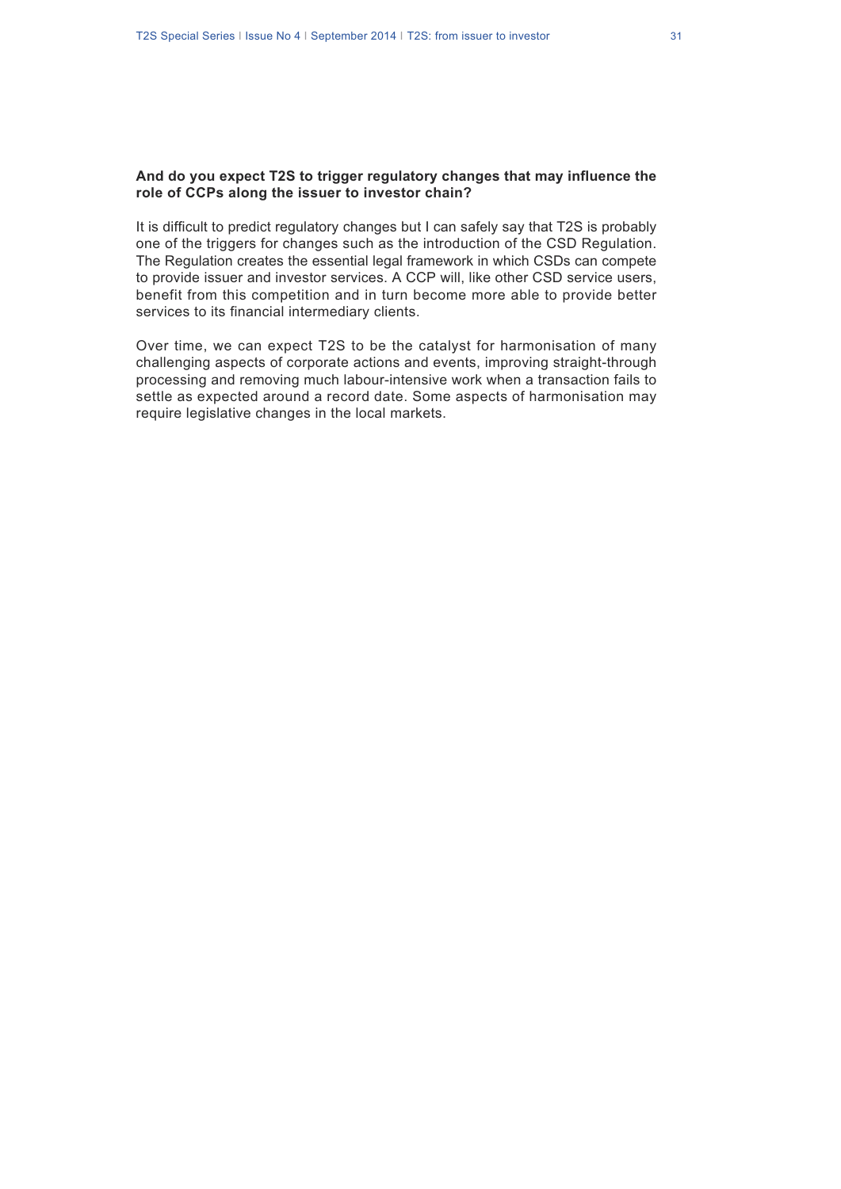**And do you expect T2S to trigger regulatory changes that may influence the role of CCPs along the issuer to investor chain?**

It is difficult to predict regulatory changes but I can safely say that T2S is probably one of the triggers for changes such as the introduction of the CSD Regulation. The Regulation creates the essential legal framework in which CSDs can compete to provide issuer and investor services. A CCP will, like other CSD service users, benefit from this competition and in turn become more able to provide better services to its financial intermediary clients.

Over time, we can expect T2S to be the catalyst for harmonisation of many challenging aspects of corporate actions and events, improving straight-through processing and removing much labour-intensive work when a transaction fails to settle as expected around a record date. Some aspects of harmonisation may require legislative changes in the local markets.